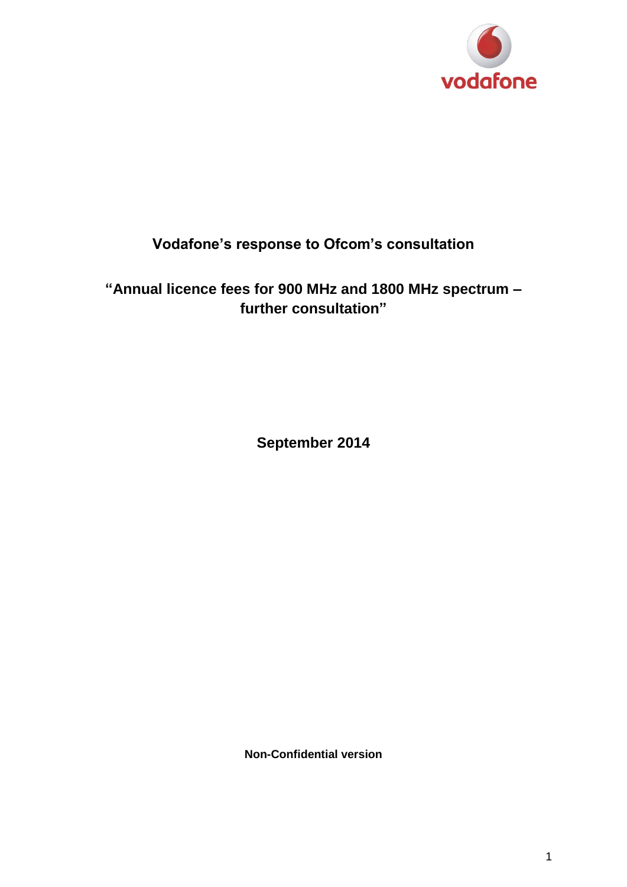vodafone

# Vodafone's response to Ofcom's consultation

## "Annual licence fees for 900 MHz and 1800 MHz spectrum – further consultation"

**September 2014**

**Non-Confidential version**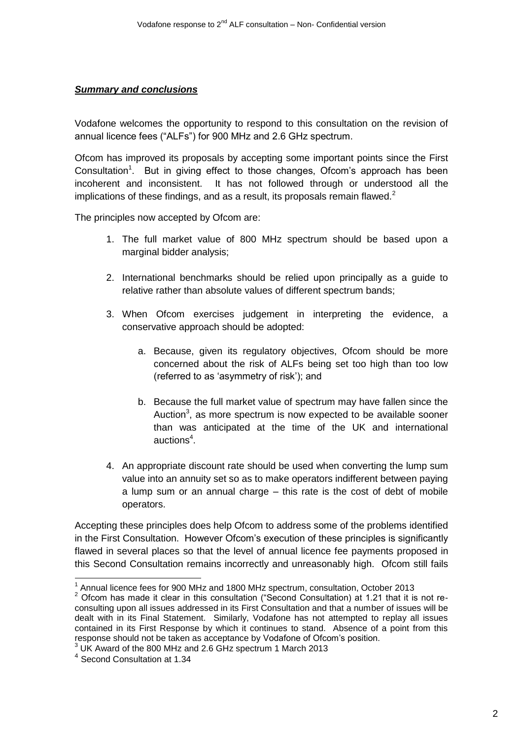***Summary and conclusions***

Vodafone welcomes the opportunity to respond to this consultation on the revision of annual licence fees ("ALFs") for 900 MHz and 2.6 GHz spectrum.

Ofcom has improved its proposals by accepting some important points since the First Consultation[1]. But in giving effect to those changes, Ofcom's approach has been incoherent and inconsistent. It has not followed through or understood all the implications of these findings, and as a result, its proposals remain flawed.[2]

The principles now accepted by Ofcom are:

1. The full market value of 800 MHz spectrum should be based upon a marginal bidder analysis;
2. International benchmarks should be relied upon principally as a guide to relative rather than absolute values of different spectrum bands;
3. When Ofcom exercises judgement in interpreting the evidence, a conservative approach should be adopted:
    a. Because, given its regulatory objectives, Ofcom should be more concerned about the risk of ALFs being set too high than too low (referred to as 'asymmetry of risk'); and
    b. Because the full market value of spectrum may have fallen since the Auction[3], as more spectrum is now expected to be available sooner than was anticipated at the time of the UK and international auctions[4].
4. An appropriate discount rate should be used when converting the lump sum value into an annuity set so as to make operators indifferent between paying a lump sum or an annual charge – this rate is the cost of debt of mobile operators.

Accepting these principles does help Ofcom to address some of the problems identified in the First Consultation. However Ofcom's execution of these principles is significantly flawed in several places so that the level of annual licence fee payments proposed in this Second Consultation remains incorrectly and unreasonably high. Ofcom still fails

---

[1] Annual licence fees for 900 MHz and 1800 MHz spectrum, consultation, October 2013

[2] Ofcom has made it clear in this consultation ("Second Consultation) at 1.21 that it is not re-consulting upon all issues addressed in its First Consultation and that a number of issues will be dealt with in its Final Statement. Similarly, Vodafone has not attempted to replay all issues contained in its First Response by which it continues to stand. Absence of a point from this response should not be taken as acceptance by Vodafone of Ofcom's position.

[3] UK Award of the 800 MHz and 2.6 GHz spectrum 1 March 2013

[4] Second Consultation at 1.34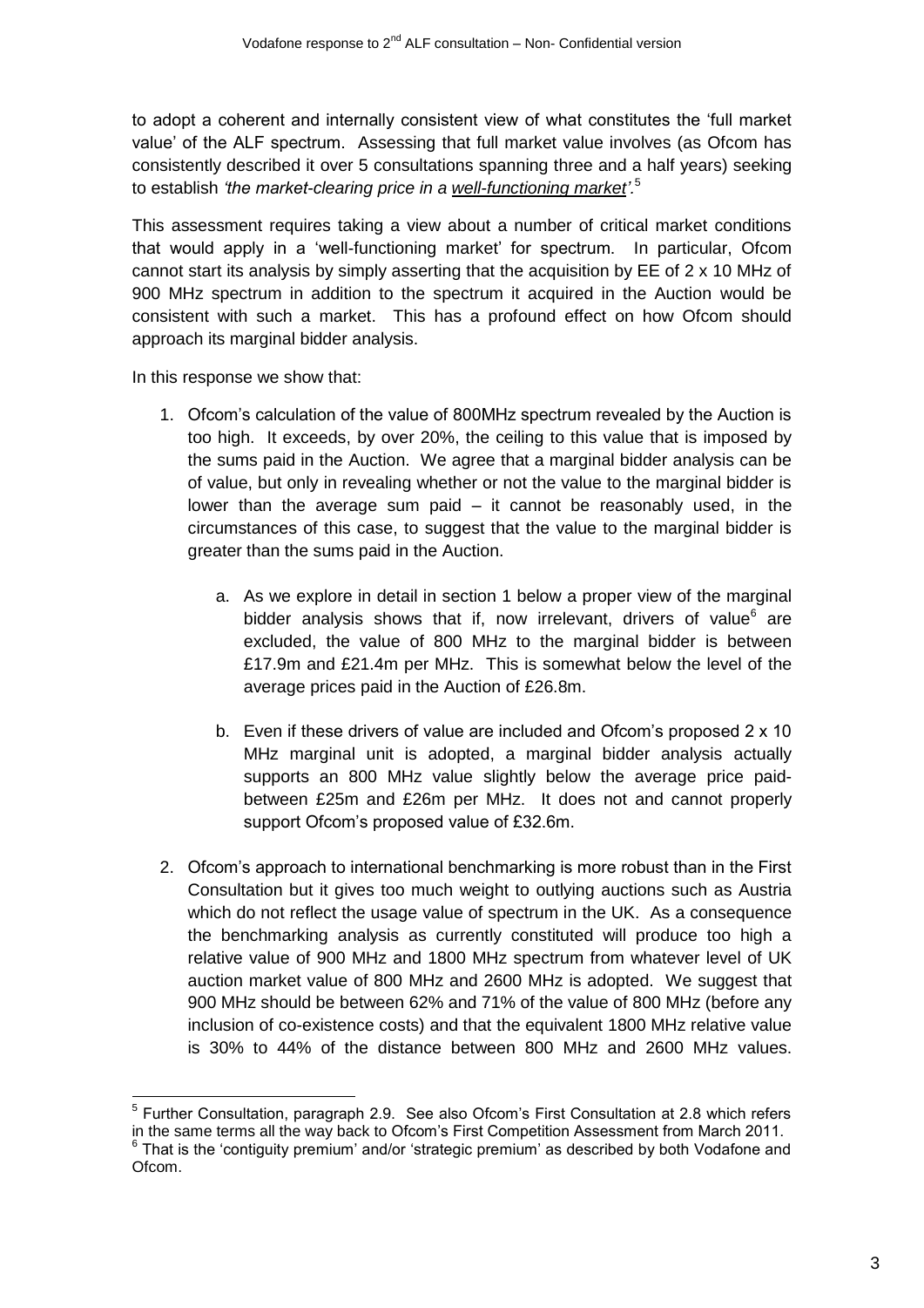to adopt a coherent and internally consistent view of what constitutes the 'full market value' of the ALF spectrum. Assessing that full market value involves (as Ofcom has consistently described it over 5 consultations spanning three and a half years) seeking to establish *'the market-clearing price in a well-functioning market'*.[5]

This assessment requires taking a view about a number of critical market conditions that would apply in a 'well-functioning market' for spectrum. In particular, Ofcom cannot start its analysis by simply asserting that the acquisition by EE of 2 x 10 MHz of 900 MHz spectrum in addition to the spectrum it acquired in the Auction would be consistent with such a market. This has a profound effect on how Ofcom should approach its marginal bidder analysis.

In this response we show that:

1. Ofcom's calculation of the value of 800MHz spectrum revealed by the Auction is too high. It exceeds, by over 20%, the ceiling to this value that is imposed by the sums paid in the Auction. We agree that a marginal bidder analysis can be of value, but only in revealing whether or not the value to the marginal bidder is lower than the average sum paid – it cannot be reasonably used, in the circumstances of this case, to suggest that the value to the marginal bidder is greater than the sums paid in the Auction.

    a. As we explore in detail in section 1 below a proper view of the marginal bidder analysis shows that if, now irrelevant, drivers of value[6] are excluded, the value of 800 MHz to the marginal bidder is between £17.9m and £21.4m per MHz. This is somewhat below the level of the average prices paid in the Auction of £26.8m.

    b. Even if these drivers of value are included and Ofcom's proposed 2 x 10 MHz marginal unit is adopted, a marginal bidder analysis actually supports an 800 MHz value slightly below the average price paid- between £25m and £26m per MHz. It does not and cannot properly support Ofcom's proposed value of £32.6m.

2. Ofcom's approach to international benchmarking is more robust than in the First Consultation but it gives too much weight to outlying auctions such as Austria which do not reflect the usage value of spectrum in the UK. As a consequence the benchmarking analysis as currently constituted will produce too high a relative value of 900 MHz and 1800 MHz spectrum from whatever level of UK auction market value of 800 MHz and 2600 MHz is adopted. We suggest that 900 MHz should be between 62% and 71% of the value of 800 MHz (before any inclusion of co-existence costs) and that the equivalent 1800 MHz relative value is 30% to 44% of the distance between 800 MHz and 2600 MHz values.

---

[5] Further Consultation, paragraph 2.9. See also Ofcom's First Consultation at 2.8 which refers in the same terms all the way back to Ofcom's First Competition Assessment from March 2011.

[6] That is the 'contiguity premium' and/or 'strategic premium' as described by both Vodafone and Ofcom.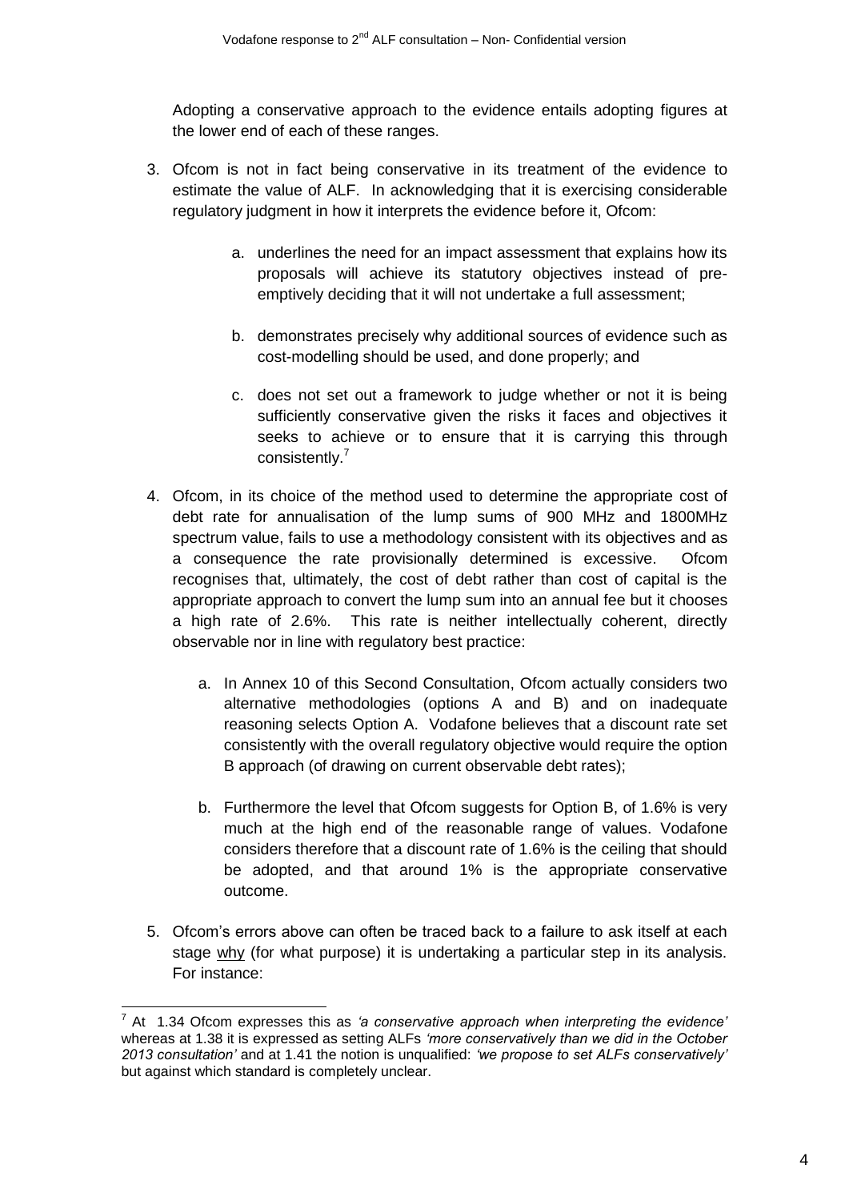Adopting a conservative approach to the evidence entails adopting figures at the lower end of each of these ranges.

3. Ofcom is not in fact being conservative in its treatment of the evidence to estimate the value of ALF. In acknowledging that it is exercising considerable regulatory judgment in how it interprets the evidence before it, Ofcom:

    a. underlines the need for an impact assessment that explains how its proposals will achieve its statutory objectives instead of pre-emptively deciding that it will not undertake a full assessment;

    b. demonstrates precisely why additional sources of evidence such as cost-modelling should be used, and done properly; and

    c. does not set out a framework to judge whether or not it is being sufficiently conservative given the risks it faces and objectives it seeks to achieve or to ensure that it is carrying this through consistently.[7]

4. Ofcom, in its choice of the method used to determine the appropriate cost of debt rate for annualisation of the lump sums of 900 MHz and 1800MHz spectrum value, fails to use a methodology consistent with its objectives and as a consequence the rate provisionally determined is excessive. Ofcom recognises that, ultimately, the cost of debt rather than cost of capital is the appropriate approach to convert the lump sum into an annual fee but it chooses a high rate of 2.6%. This rate is neither intellectually coherent, directly observable nor in line with regulatory best practice:

    a. In Annex 10 of this Second Consultation, Ofcom actually considers two alternative methodologies (options A and B) and on inadequate reasoning selects Option A. Vodafone believes that a discount rate set consistently with the overall regulatory objective would require the option B approach (of drawing on current observable debt rates);

    b. Furthermore the level that Ofcom suggests for Option B, of 1.6% is very much at the high end of the reasonable range of values. Vodafone considers therefore that a discount rate of 1.6% is the ceiling that should be adopted, and that around 1% is the appropriate conservative outcome.

5. Ofcom's errors above can often be traced back to a failure to ask itself at each stage <u>why</u> (for what purpose) it is undertaking a particular step in its analysis. For instance:

---

[7] At 1.34 Ofcom expresses this as *'a conservative approach when interpreting the evidence'* whereas at 1.38 it is expressed as setting ALFs *'more conservatively than we did in the October 2013 consultation'* and at 1.41 the notion is unqualified: *'we propose to set ALFs conservatively'* but against which standard is completely unclear.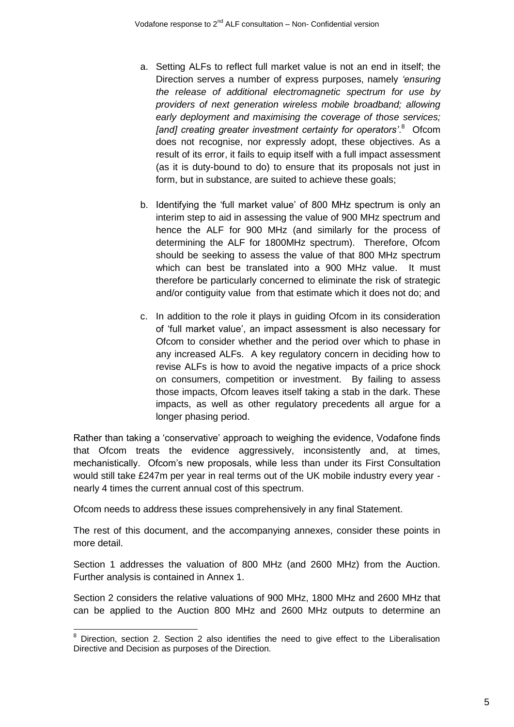a. Setting ALFs to reflect full market value is not an end in itself; the Direction serves a number of express purposes, namely *'ensuring the release of additional electromagnetic spectrum for use by providers of next generation wireless mobile broadband; allowing early deployment and maximising the coverage of those services; [and] creating greater investment certainty for operators'*.[8] Ofcom does not recognise, nor expressly adopt, these objectives. As a result of its error, it fails to equip itself with a full impact assessment (as it is duty-bound to do) to ensure that its proposals not just in form, but in substance, are suited to achieve these goals;

b. Identifying the 'full market value' of 800 MHz spectrum is only an interim step to aid in assessing the value of 900 MHz spectrum and hence the ALF for 900 MHz (and similarly for the process of determining the ALF for 1800MHz spectrum). Therefore, Ofcom should be seeking to assess the value of that 800 MHz spectrum which can best be translated into a 900 MHz value. It must therefore be particularly concerned to eliminate the risk of strategic and/or contiguity value from that estimate which it does not do; and

c. In addition to the role it plays in guiding Ofcom in its consideration of 'full market value', an impact assessment is also necessary for Ofcom to consider whether and the period over which to phase in any increased ALFs. A key regulatory concern in deciding how to revise ALFs is how to avoid the negative impacts of a price shock on consumers, competition or investment. By failing to assess those impacts, Ofcom leaves itself taking a stab in the dark. These impacts, as well as other regulatory precedents all argue for a longer phasing period.

Rather than taking a 'conservative' approach to weighing the evidence, Vodafone finds that Ofcom treats the evidence aggressively, inconsistently and, at times, mechanistically. Ofcom's new proposals, while less than under its First Consultation would still take £247m per year in real terms out of the UK mobile industry every year - nearly 4 times the current annual cost of this spectrum.

Ofcom needs to address these issues comprehensively in any final Statement.

The rest of this document, and the accompanying annexes, consider these points in more detail.

Section 1 addresses the valuation of 800 MHz (and 2600 MHz) from the Auction. Further analysis is contained in Annex 1.

Section 2 considers the relative valuations of 900 MHz, 1800 MHz and 2600 MHz that can be applied to the Auction 800 MHz and 2600 MHz outputs to determine an

[8] Direction, section 2. Section 2 also identifies the need to give effect to the Liberalisation Directive and Decision as purposes of the Direction.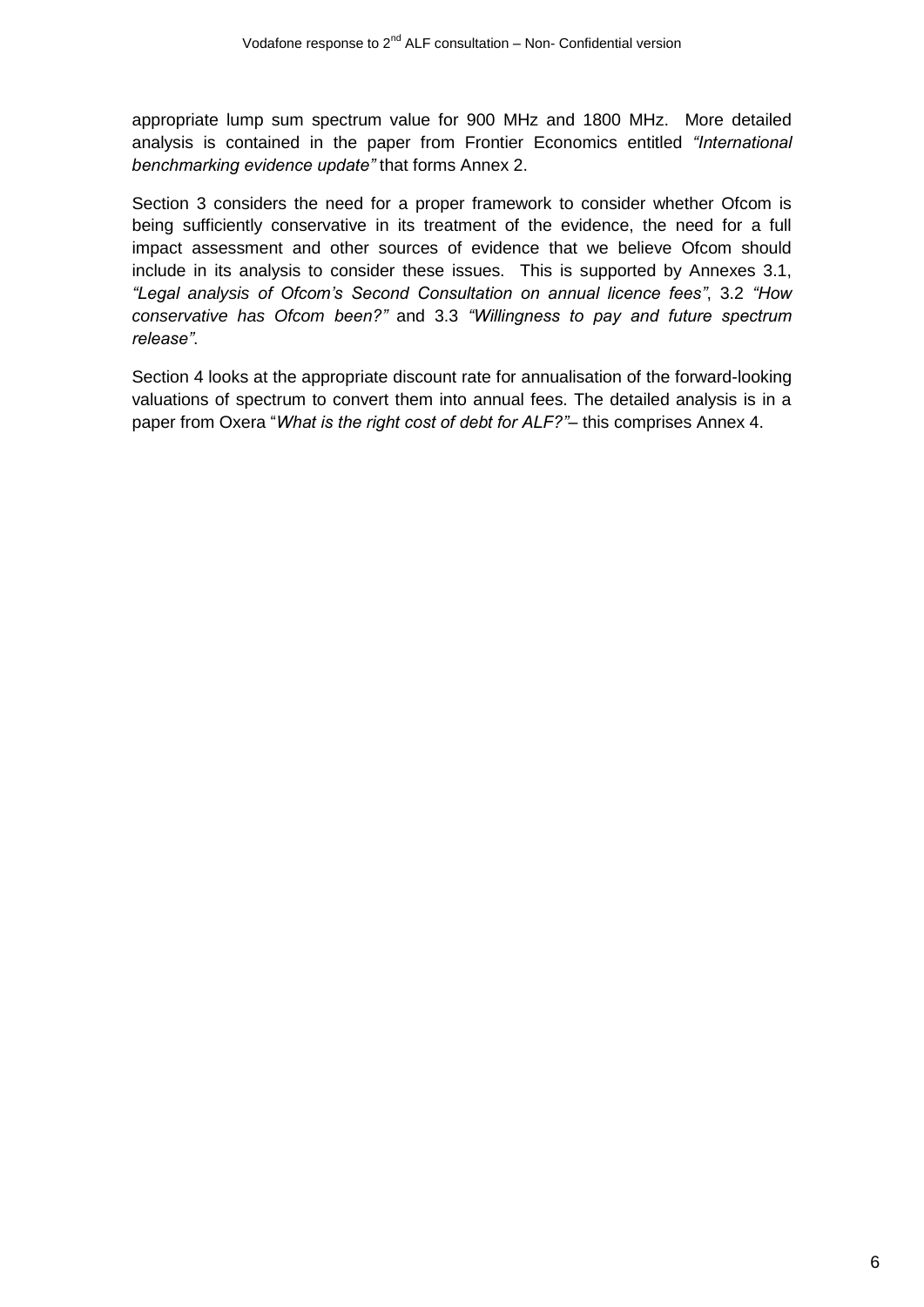appropriate lump sum spectrum value for 900 MHz and 1800 MHz. More detailed analysis is contained in the paper from Frontier Economics entitled *"International benchmarking evidence update"* that forms Annex 2.

Section 3 considers the need for a proper framework to consider whether Ofcom is being sufficiently conservative in its treatment of the evidence, the need for a full impact assessment and other sources of evidence that we believe Ofcom should include in its analysis to consider these issues. This is supported by Annexes 3.1, *"Legal analysis of Ofcom's Second Consultation on annual licence fees"*, 3.2 *"How conservative has Ofcom been?"* and 3.3 *"Willingness to pay and future spectrum release"*.

Section 4 looks at the appropriate discount rate for annualisation of the forward-looking valuations of spectrum to convert them into annual fees. The detailed analysis is in a paper from Oxera "*What is the right cost of debt for ALF?"*– this comprises Annex 4.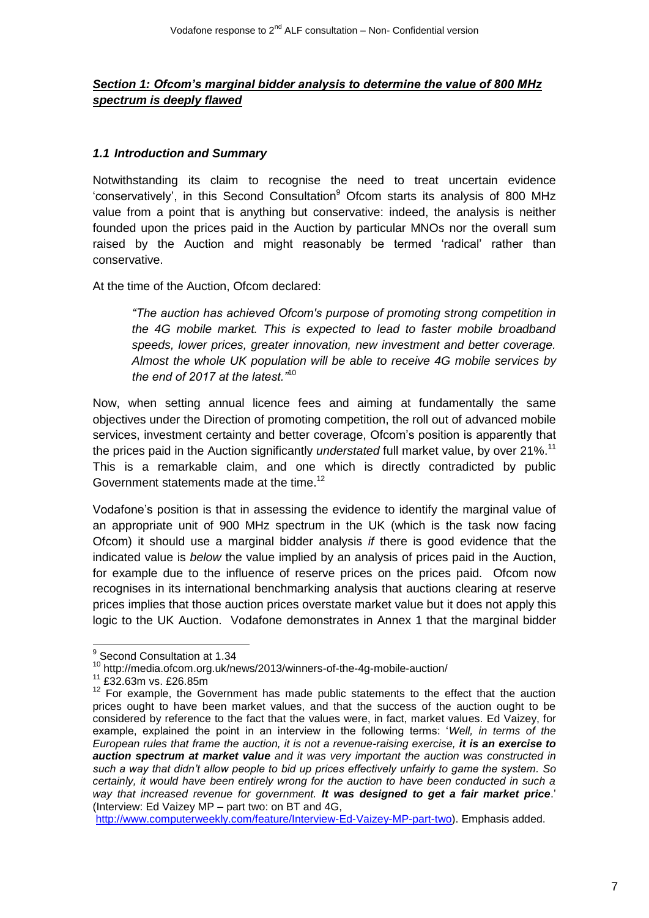## *Section 1: Ofcom's marginal bidder analysis to determine the value of 800 MHz spectrum is deeply flawed*

### *1.1 Introduction and Summary*

Notwithstanding its claim to recognise the need to treat uncertain evidence 'conservatively', in this Second Consultation[9] Ofcom starts its analysis of 800 MHz value from a point that is anything but conservative: indeed, the analysis is neither founded upon the prices paid in the Auction by particular MNOs nor the overall sum raised by the Auction and might reasonably be termed 'radical' rather than conservative.

At the time of the Auction, Ofcom declared:

> *"The auction has achieved Ofcom's purpose of promoting strong competition in the 4G mobile market. This is expected to lead to faster mobile broadband speeds, lower prices, greater innovation, new investment and better coverage. Almost the whole UK population will be able to receive 4G mobile services by the end of 2017 at the latest."*[10]

Now, when setting annual licence fees and aiming at fundamentally the same objectives under the Direction of promoting competition, the roll out of advanced mobile services, investment certainty and better coverage, Ofcom's position is apparently that the prices paid in the Auction significantly *understated* full market value, by over 21%.[11] This is a remarkable claim, and one which is directly contradicted by public Government statements made at the time.[12]

Vodafone's position is that in assessing the evidence to identify the marginal value of an appropriate unit of 900 MHz spectrum in the UK (which is the task now facing Ofcom) it should use a marginal bidder analysis *if* there is good evidence that the indicated value is *below* the value implied by an analysis of prices paid in the Auction, for example due to the influence of reserve prices on the prices paid. Ofcom now recognises in its international benchmarking analysis that auctions clearing at reserve prices implies that those auction prices overstate market value but it does not apply this logic to the UK Auction. Vodafone demonstrates in Annex 1 that the marginal bidder

---

[9] Second Consultation at 1.34

[10] http://media.ofcom.org.uk/news/2013/winners-of-the-4g-mobile-auction/

[11] £32.63m vs. £26.85m

[12] For example, the Government has made public statements to the effect that the auction prices ought to have been market values, and that the success of the auction ought to be considered by reference to the fact that the values were, in fact, market values. Ed Vaizey, for example, explained the point in an interview in the following terms: '*Well, in terms of the European rules that frame the auction, it is not a revenue-raising exercise, **it is an exercise to auction spectrum at market value** and it was very important the auction was constructed in such a way that didn't allow people to bid up prices effectively unfairly to game the system. So certainly, it would have been entirely wrong for the auction to have been conducted in such a way that increased revenue for government. **It was designed to get a fair market price***.' (Interview: Ed Vaizey MP – part two: on BT and 4G, http://www.computerweekly.com/feature/Interview-Ed-Vaizey-MP-part-two). Emphasis added.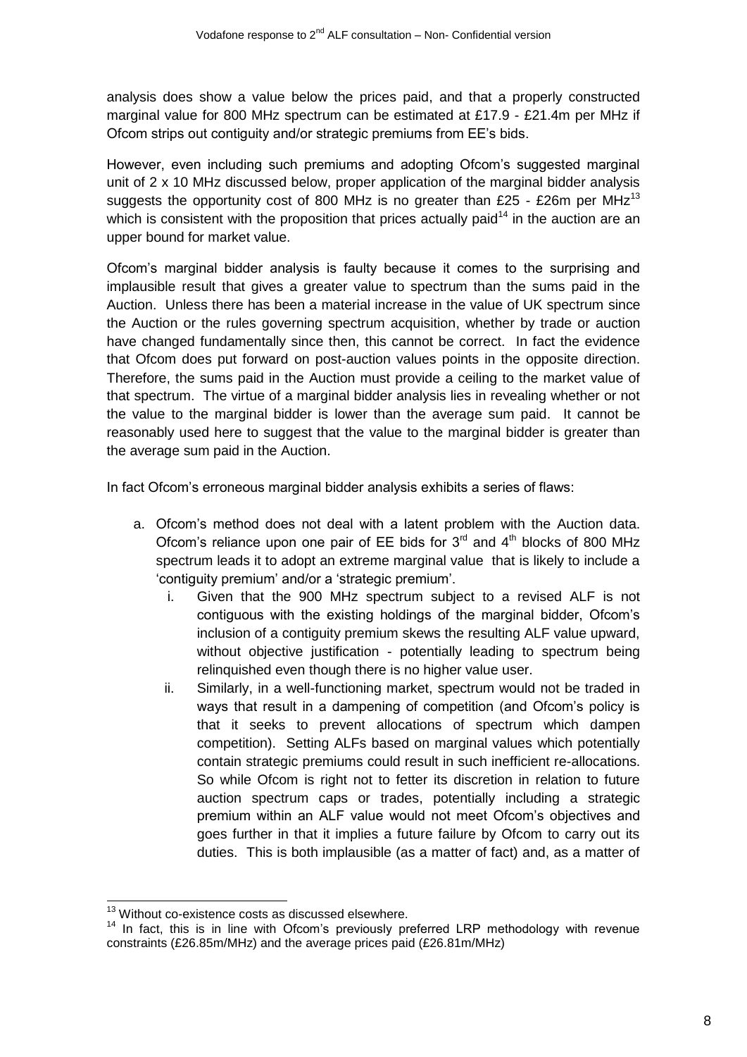analysis does show a value below the prices paid, and that a properly constructed marginal value for 800 MHz spectrum can be estimated at £17.9 - £21.4m per MHz if Ofcom strips out contiguity and/or strategic premiums from EE's bids.

However, even including such premiums and adopting Ofcom's suggested marginal unit of 2 x 10 MHz discussed below, proper application of the marginal bidder analysis suggests the opportunity cost of 800 MHz is no greater than £25 - £26m per MHz[13] which is consistent with the proposition that prices actually paid[14] in the auction are an upper bound for market value.

Ofcom's marginal bidder analysis is faulty because it comes to the surprising and implausible result that gives a greater value to spectrum than the sums paid in the Auction. Unless there has been a material increase in the value of UK spectrum since the Auction or the rules governing spectrum acquisition, whether by trade or auction have changed fundamentally since then, this cannot be correct. In fact the evidence that Ofcom does put forward on post-auction values points in the opposite direction. Therefore, the sums paid in the Auction must provide a ceiling to the market value of that spectrum. The virtue of a marginal bidder analysis lies in revealing whether or not the value to the marginal bidder is lower than the average sum paid. It cannot be reasonably used here to suggest that the value to the marginal bidder is greater than the average sum paid in the Auction.

In fact Ofcom's erroneous marginal bidder analysis exhibits a series of flaws:

a. Ofcom's method does not deal with a latent problem with the Auction data. Ofcom's reliance upon one pair of EE bids for 3rd and 4th blocks of 800 MHz spectrum leads it to adopt an extreme marginal value that is likely to include a 'contiguity premium' and/or a 'strategic premium'.
   i. Given that the 900 MHz spectrum subject to a revised ALF is not contiguous with the existing holdings of the marginal bidder, Ofcom's inclusion of a contiguity premium skews the resulting ALF value upward, without objective justification - potentially leading to spectrum being relinquished even though there is no higher value user.
   ii. Similarly, in a well-functioning market, spectrum would not be traded in ways that result in a dampening of competition (and Ofcom's policy is that it seeks to prevent allocations of spectrum which dampen competition). Setting ALFs based on marginal values which potentially contain strategic premiums could result in such inefficient re-allocations. So while Ofcom is right not to fetter its discretion in relation to future auction spectrum caps or trades, potentially including a strategic premium within an ALF value would not meet Ofcom's objectives and goes further in that it implies a future failure by Ofcom to carry out its duties. This is both implausible (as a matter of fact) and, as a matter of

---

[13] Without co-existence costs as discussed elsewhere.

[14] In fact, this is in line with Ofcom's previously preferred LRP methodology with revenue constraints (£26.85m/MHz) and the average prices paid (£26.81m/MHz)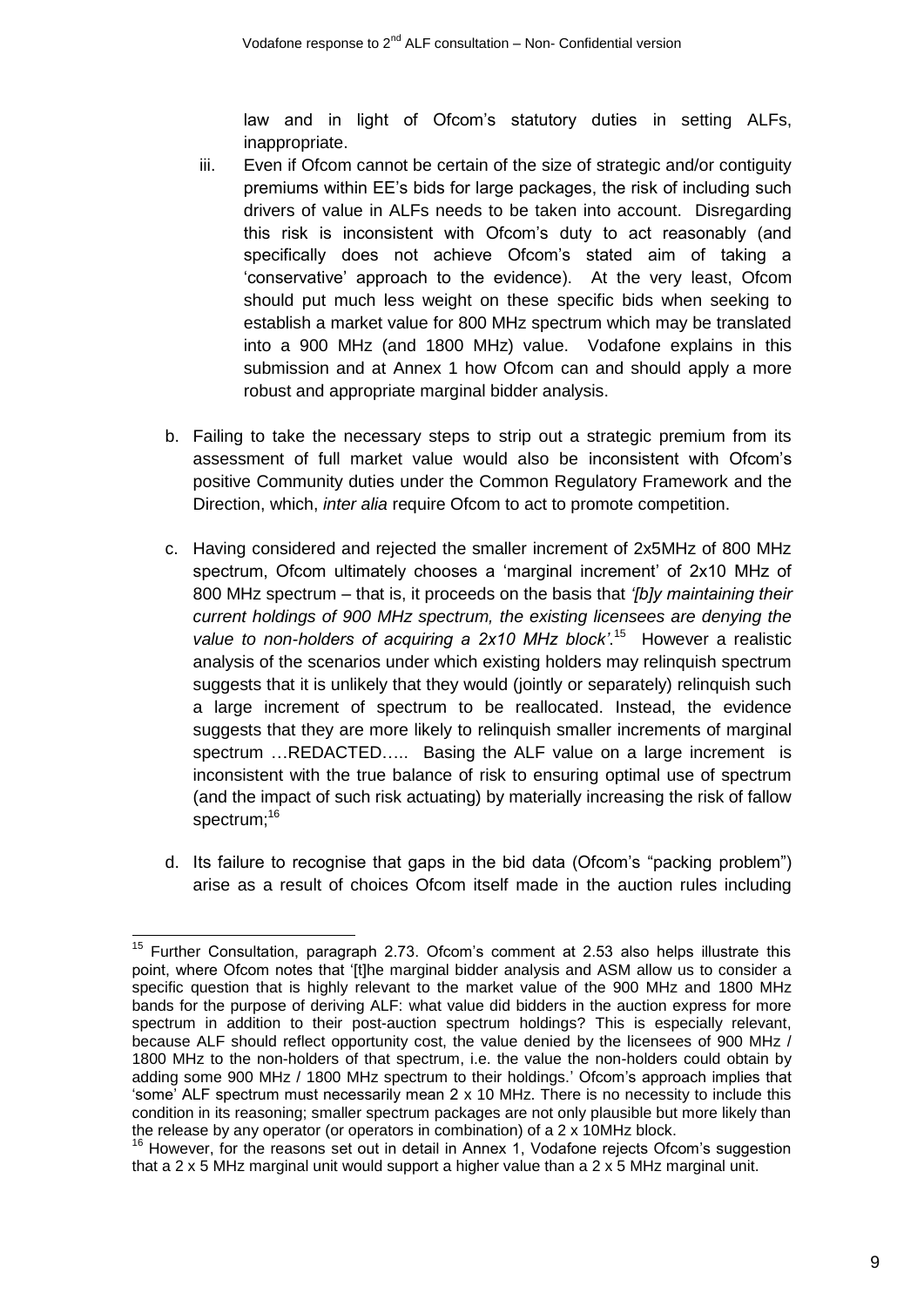law and in light of Ofcom's statutory duties in setting ALFs, inappropriate.

iii. Even if Ofcom cannot be certain of the size of strategic and/or contiguity premiums within EE's bids for large packages, the risk of including such drivers of value in ALFs needs to be taken into account. Disregarding this risk is inconsistent with Ofcom's duty to act reasonably (and specifically does not achieve Ofcom's stated aim of taking a 'conservative' approach to the evidence). At the very least, Ofcom should put much less weight on these specific bids when seeking to establish a market value for 800 MHz spectrum which may be translated into a 900 MHz (and 1800 MHz) value. Vodafone explains in this submission and at Annex 1 how Ofcom can and should apply a more robust and appropriate marginal bidder analysis.

b. Failing to take the necessary steps to strip out a strategic premium from its assessment of full market value would also be inconsistent with Ofcom's positive Community duties under the Common Regulatory Framework and the Direction, which, *inter alia* require Ofcom to act to promote competition.

c. Having considered and rejected the smaller increment of 2x5MHz of 800 MHz spectrum, Ofcom ultimately chooses a 'marginal increment' of 2x10 MHz of 800 MHz spectrum – that is, it proceeds on the basis that *'[b]y maintaining their current holdings of 900 MHz spectrum, the existing licensees are denying the value to non-holders of acquiring a 2x10 MHz block'.*[15] However a realistic analysis of the scenarios under which existing holders may relinquish spectrum suggests that it is unlikely that they would (jointly or separately) relinquish such a large increment of spectrum to be reallocated. Instead, the evidence suggests that they are more likely to relinquish smaller increments of marginal spectrum …REDACTED….. Basing the ALF value on a large increment is inconsistent with the true balance of risk to ensuring optimal use of spectrum (and the impact of such risk actuating) by materially increasing the risk of fallow spectrum;[16]

d. Its failure to recognise that gaps in the bid data (Ofcom's "packing problem") arise as a result of choices Ofcom itself made in the auction rules including

---

[15] Further Consultation, paragraph 2.73. Ofcom's comment at 2.53 also helps illustrate this point, where Ofcom notes that '[t]he marginal bidder analysis and ASM allow us to consider a specific question that is highly relevant to the market value of the 900 MHz and 1800 MHz bands for the purpose of deriving ALF: what value did bidders in the auction express for more spectrum in addition to their post-auction spectrum holdings? This is especially relevant, because ALF should reflect opportunity cost, the value denied by the licensees of 900 MHz / 1800 MHz to the non-holders of that spectrum, i.e. the value the non-holders could obtain by adding some 900 MHz / 1800 MHz spectrum to their holdings.' Ofcom's approach implies that 'some' ALF spectrum must necessarily mean 2 x 10 MHz. There is no necessity to include this condition in its reasoning; smaller spectrum packages are not only plausible but more likely than the release by any operator (or operators in combination) of a 2 x 10MHz block.

[16] However, for the reasons set out in detail in Annex 1, Vodafone rejects Ofcom's suggestion that a 2 x 5 MHz marginal unit would support a higher value than a 2 x 5 MHz marginal unit.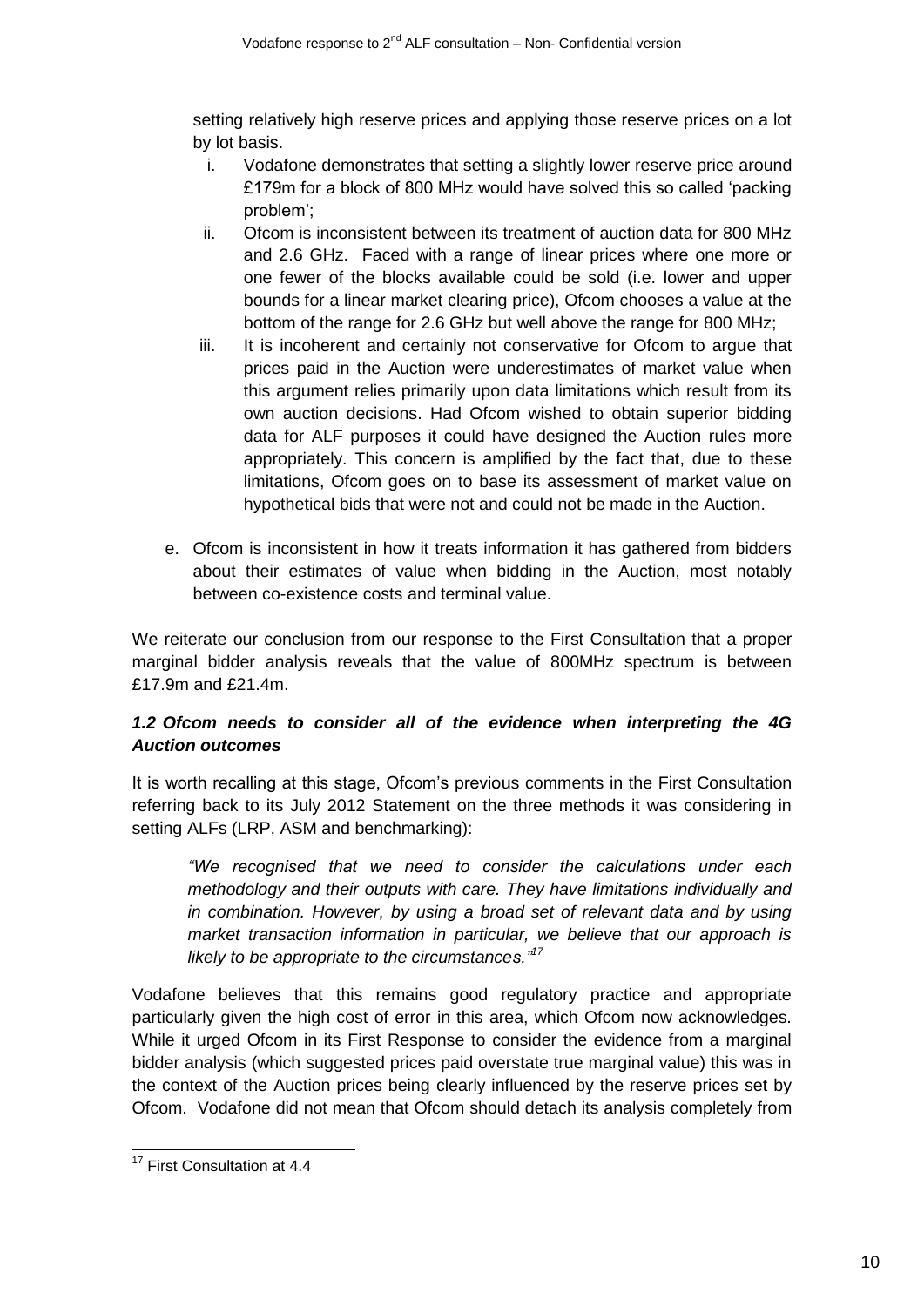setting relatively high reserve prices and applying those reserve prices on a lot by lot basis.

   i. Vodafone demonstrates that setting a slightly lower reserve price around £179m for a block of 800 MHz would have solved this so called 'packing problem';
   ii. Ofcom is inconsistent between its treatment of auction data for 800 MHz and 2.6 GHz. Faced with a range of linear prices where one more or one fewer of the blocks available could be sold (i.e. lower and upper bounds for a linear market clearing price), Ofcom chooses a value at the bottom of the range for 2.6 GHz but well above the range for 800 MHz;
   iii. It is incoherent and certainly not conservative for Ofcom to argue that prices paid in the Auction were underestimates of market value when this argument relies primarily upon data limitations which result from its own auction decisions. Had Ofcom wished to obtain superior bidding data for ALF purposes it could have designed the Auction rules more appropriately. This concern is amplified by the fact that, due to these limitations, Ofcom goes on to base its assessment of market value on hypothetical bids that were not and could not be made in the Auction.

e. Ofcom is inconsistent in how it treats information it has gathered from bidders about their estimates of value when bidding in the Auction, most notably between co-existence costs and terminal value.

We reiterate our conclusion from our response to the First Consultation that a proper marginal bidder analysis reveals that the value of 800MHz spectrum is between £17.9m and £21.4m.

### *1.2 Ofcom needs to consider all of the evidence when interpreting the 4G Auction outcomes*

It is worth recalling at this stage, Ofcom's previous comments in the First Consultation referring back to its July 2012 Statement on the three methods it was considering in setting ALFs (LRP, ASM and benchmarking):

> *"We recognised that we need to consider the calculations under each methodology and their outputs with care. They have limitations individually and in combination. However, by using a broad set of relevant data and by using market transaction information in particular, we believe that our approach is likely to be appropriate to the circumstances."*[17]

Vodafone believes that this remains good regulatory practice and appropriate particularly given the high cost of error in this area, which Ofcom now acknowledges. While it urged Ofcom in its First Response to consider the evidence from a marginal bidder analysis (which suggested prices paid overstate true marginal value) this was in the context of the Auction prices being clearly influenced by the reserve prices set by Ofcom. Vodafone did not mean that Ofcom should detach its analysis completely from

[17] First Consultation at 4.4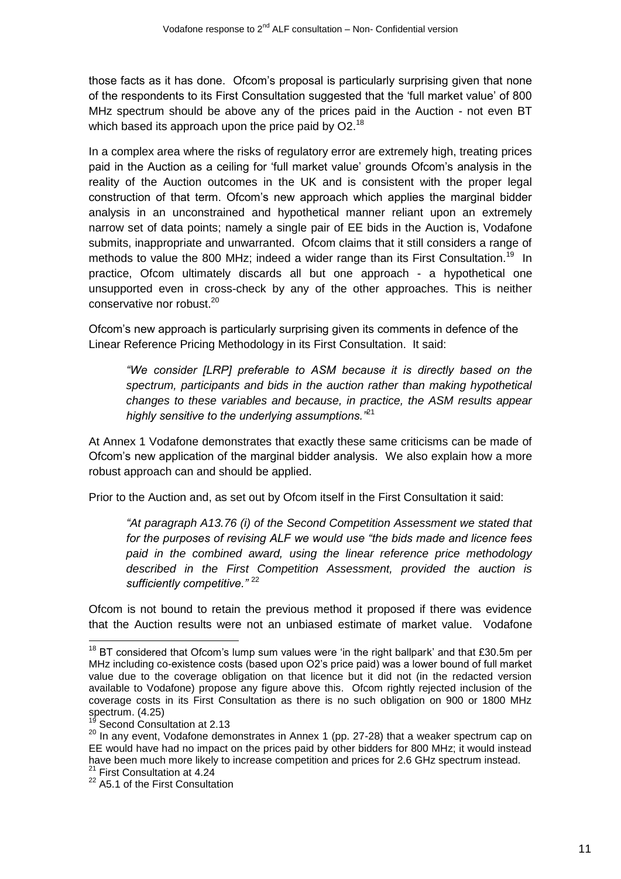those facts as it has done. Ofcom's proposal is particularly surprising given that none of the respondents to its First Consultation suggested that the 'full market value' of 800 MHz spectrum should be above any of the prices paid in the Auction - not even BT which based its approach upon the price paid by O2.[18]

In a complex area where the risks of regulatory error are extremely high, treating prices paid in the Auction as a ceiling for 'full market value' grounds Ofcom's analysis in the reality of the Auction outcomes in the UK and is consistent with the proper legal construction of that term. Ofcom's new approach which applies the marginal bidder analysis in an unconstrained and hypothetical manner reliant upon an extremely narrow set of data points; namely a single pair of EE bids in the Auction is, Vodafone submits, inappropriate and unwarranted. Ofcom claims that it still considers a range of methods to value the 800 MHz; indeed a wider range than its First Consultation.[19] In practice, Ofcom ultimately discards all but one approach - a hypothetical one unsupported even in cross-check by any of the other approaches. This is neither conservative nor robust.[20]

Ofcom's new approach is particularly surprising given its comments in defence of the Linear Reference Pricing Methodology in its First Consultation. It said:

> *"We consider [LRP] preferable to ASM because it is directly based on the spectrum, participants and bids in the auction rather than making hypothetical changes to these variables and because, in practice, the ASM results appear highly sensitive to the underlying assumptions."*[21]

At Annex 1 Vodafone demonstrates that exactly these same criticisms can be made of Ofcom's new application of the marginal bidder analysis. We also explain how a more robust approach can and should be applied.

Prior to the Auction and, as set out by Ofcom itself in the First Consultation it said:

> *"At paragraph A13.76 (i) of the Second Competition Assessment we stated that for the purposes of revising ALF we would use "the bids made and licence fees paid in the combined award, using the linear reference price methodology described in the First Competition Assessment, provided the auction is sufficiently competitive."* [22]

Ofcom is not bound to retain the previous method it proposed if there was evidence that the Auction results were not an unbiased estimate of market value. Vodafone

---

[18] BT considered that Ofcom's lump sum values were 'in the right ballpark' and that £30.5m per MHz including co-existence costs (based upon O2's price paid) was a lower bound of full market value due to the coverage obligation on that licence but it did not (in the redacted version available to Vodafone) propose any figure above this. Ofcom rightly rejected inclusion of the coverage costs in its First Consultation as there is no such obligation on 900 or 1800 MHz spectrum. (4.25)

[19] Second Consultation at 2.13

[20] In any event, Vodafone demonstrates in Annex 1 (pp. 27-28) that a weaker spectrum cap on EE would have had no impact on the prices paid by other bidders for 800 MHz; it would instead have been much more likely to increase competition and prices for 2.6 GHz spectrum instead.

[21] First Consultation at 4.24

[22] A5.1 of the First Consultation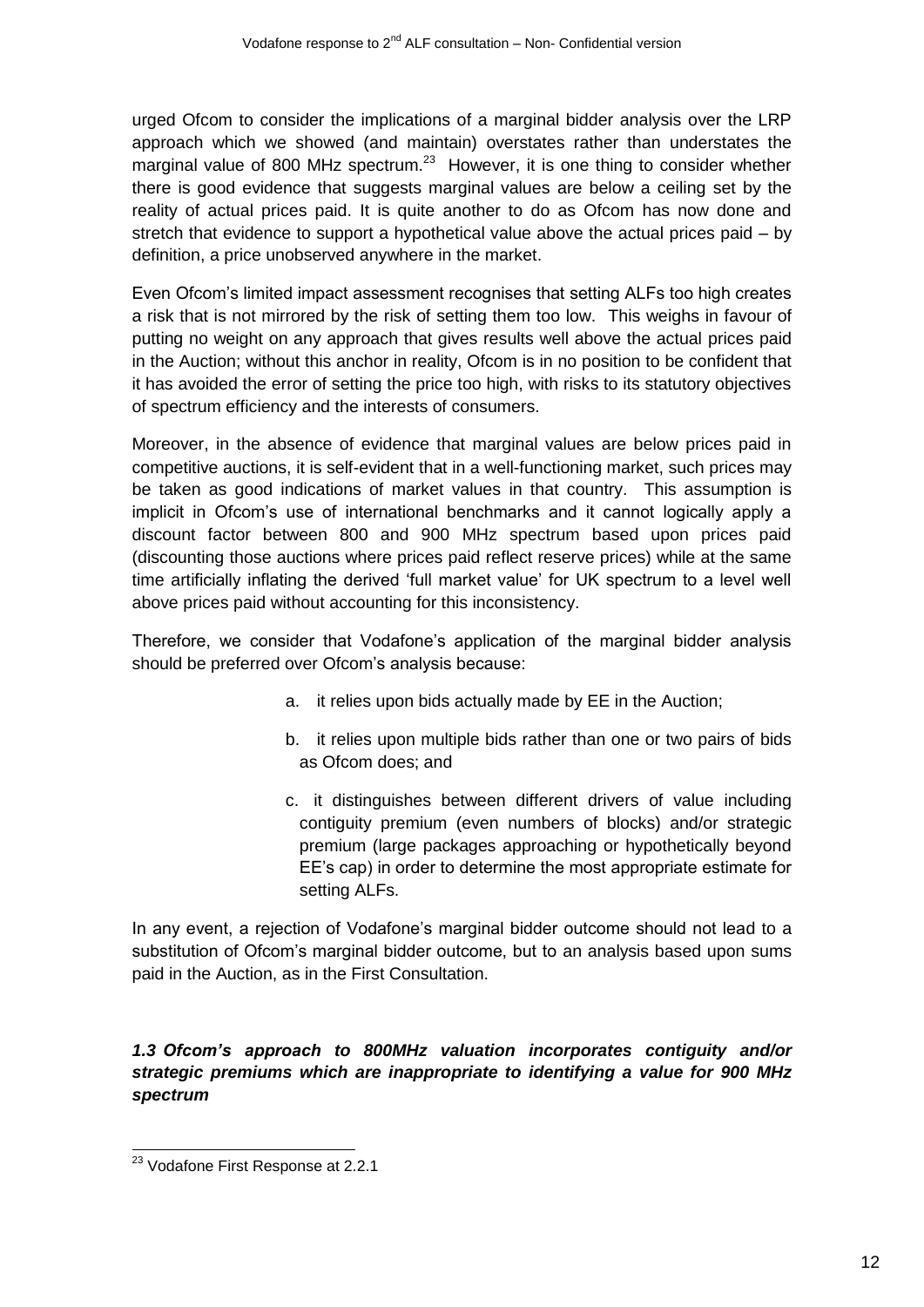urged Ofcom to consider the implications of a marginal bidder analysis over the LRP approach which we showed (and maintain) overstates rather than understates the marginal value of 800 MHz spectrum.[23] However, it is one thing to consider whether there is good evidence that suggests marginal values are below a ceiling set by the reality of actual prices paid. It is quite another to do as Ofcom has now done and stretch that evidence to support a hypothetical value above the actual prices paid – by definition, a price unobserved anywhere in the market.

Even Ofcom's limited impact assessment recognises that setting ALFs too high creates a risk that is not mirrored by the risk of setting them too low. This weighs in favour of putting no weight on any approach that gives results well above the actual prices paid in the Auction; without this anchor in reality, Ofcom is in no position to be confident that it has avoided the error of setting the price too high, with risks to its statutory objectives of spectrum efficiency and the interests of consumers.

Moreover, in the absence of evidence that marginal values are below prices paid in competitive auctions, it is self-evident that in a well-functioning market, such prices may be taken as good indications of market values in that country. This assumption is implicit in Ofcom's use of international benchmarks and it cannot logically apply a discount factor between 800 and 900 MHz spectrum based upon prices paid (discounting those auctions where prices paid reflect reserve prices) while at the same time artificially inflating the derived 'full market value' for UK spectrum to a level well above prices paid without accounting for this inconsistency.

Therefore, we consider that Vodafone's application of the marginal bidder analysis should be preferred over Ofcom's analysis because:

a. it relies upon bids actually made by EE in the Auction;

b. it relies upon multiple bids rather than one or two pairs of bids as Ofcom does; and

c. it distinguishes between different drivers of value including contiguity premium (even numbers of blocks) and/or strategic premium (large packages approaching or hypothetically beyond EE's cap) in order to determine the most appropriate estimate for setting ALFs.

In any event, a rejection of Vodafone's marginal bidder outcome should not lead to a substitution of Ofcom's marginal bidder outcome, but to an analysis based upon sums paid in the Auction, as in the First Consultation.

### *1.3 Ofcom's approach to 800MHz valuation incorporates contiguity and/or strategic premiums which are inappropriate to identifying a value for 900 MHz spectrum*

[23] Vodafone First Response at 2.2.1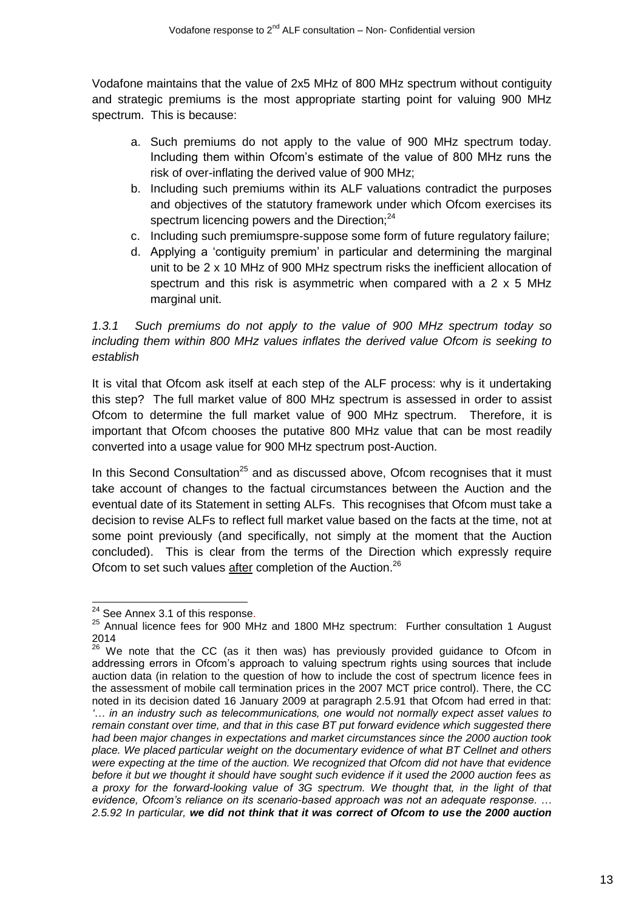Vodafone maintains that the value of 2x5 MHz of 800 MHz spectrum without contiguity and strategic premiums is the most appropriate starting point for valuing 900 MHz spectrum. This is because:

a. Such premiums do not apply to the value of 900 MHz spectrum today. Including them within Ofcom's estimate of the value of 800 MHz runs the risk of over-inflating the derived value of 900 MHz;
b. Including such premiums within its ALF valuations contradict the purposes and objectives of the statutory framework under which Ofcom exercises its spectrum licencing powers and the Direction;[24]
c. Including such premiumspre-suppose some form of future regulatory failure;
d. Applying a 'contiguity premium' in particular and determining the marginal unit to be 2 x 10 MHz of 900 MHz spectrum risks the inefficient allocation of spectrum and this risk is asymmetric when compared with a 2 x 5 MHz marginal unit.

*1.3.1 Such premiums do not apply to the value of 900 MHz spectrum today so including them within 800 MHz values inflates the derived value Ofcom is seeking to establish*

It is vital that Ofcom ask itself at each step of the ALF process: why is it undertaking this step? The full market value of 800 MHz spectrum is assessed in order to assist Ofcom to determine the full market value of 900 MHz spectrum. Therefore, it is important that Ofcom chooses the putative 800 MHz value that can be most readily converted into a usage value for 900 MHz spectrum post-Auction.

In this Second Consultation[25] and as discussed above, Ofcom recognises that it must take account of changes to the factual circumstances between the Auction and the eventual date of its Statement in setting ALFs. This recognises that Ofcom must take a decision to revise ALFs to reflect full market value based on the facts at the time, not at some point previously (and specifically, not simply at the moment that the Auction concluded). This is clear from the terms of the Direction which expressly require Ofcom to set such values <u>after</u> completion of the Auction.[26]

---

[24] See Annex 3.1 of this response.

[25] Annual licence fees for 900 MHz and 1800 MHz spectrum: Further consultation 1 August 2014

[26] We note that the CC (as it then was) has previously provided guidance to Ofcom in addressing errors in Ofcom's approach to valuing spectrum rights using sources that include auction data (in relation to the question of how to include the cost of spectrum licence fees in the assessment of mobile call termination prices in the 2007 MCT price control). There, the CC noted in its decision dated 16 January 2009 at paragraph 2.5.91 that Ofcom had erred in that: *'… in an industry such as telecommunications, one would not normally expect asset values to remain constant over time, and that in this case BT put forward evidence which suggested there had been major changes in expectations and market circumstances since the 2000 auction took place. We placed particular weight on the documentary evidence of what BT Cellnet and others were expecting at the time of the auction. We recognized that Ofcom did not have that evidence before it but we thought it should have sought such evidence if it used the 2000 auction fees as a proxy for the forward-looking value of 3G spectrum. We thought that, in the light of that evidence, Ofcom's reliance on its scenario-based approach was not an adequate response. … 2.5.92 In particular,* ***we did not think that it was correct of Ofcom to use the 2000 auction***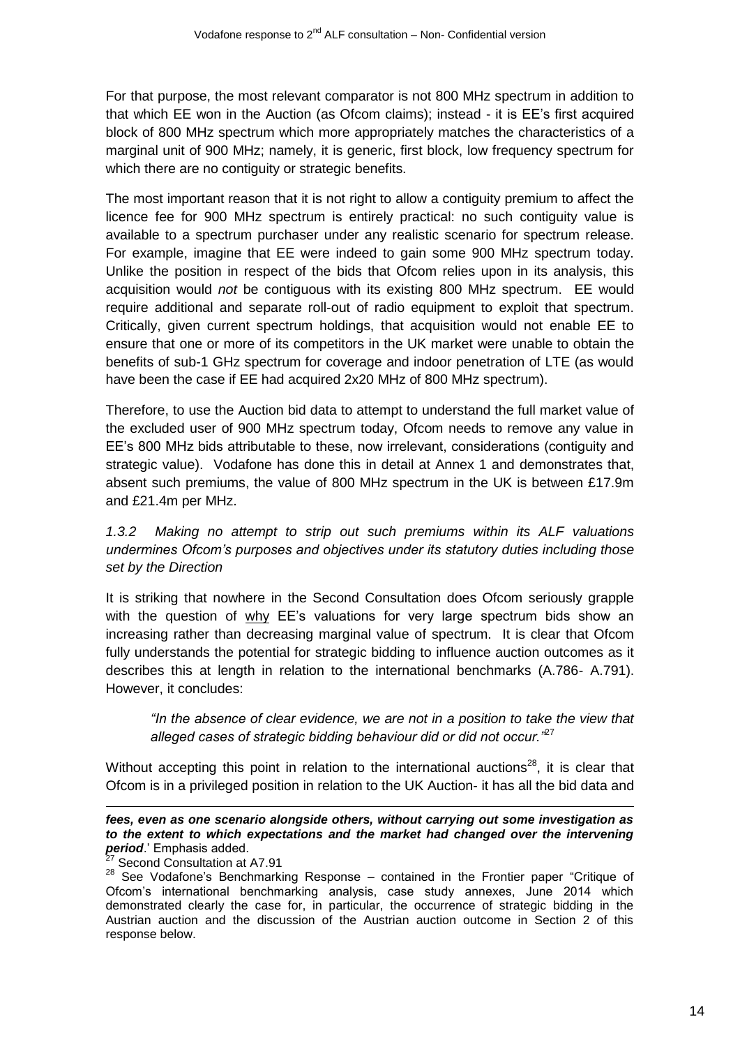For that purpose, the most relevant comparator is not 800 MHz spectrum in addition to that which EE won in the Auction (as Ofcom claims); instead - it is EE's first acquired block of 800 MHz spectrum which more appropriately matches the characteristics of a marginal unit of 900 MHz; namely, it is generic, first block, low frequency spectrum for which there are no contiguity or strategic benefits.

The most important reason that it is not right to allow a contiguity premium to affect the licence fee for 900 MHz spectrum is entirely practical: no such contiguity value is available to a spectrum purchaser under any realistic scenario for spectrum release. For example, imagine that EE were indeed to gain some 900 MHz spectrum today. Unlike the position in respect of the bids that Ofcom relies upon in its analysis, this acquisition would *not* be contiguous with its existing 800 MHz spectrum. EE would require additional and separate roll-out of radio equipment to exploit that spectrum. Critically, given current spectrum holdings, that acquisition would not enable EE to ensure that one or more of its competitors in the UK market were unable to obtain the benefits of sub-1 GHz spectrum for coverage and indoor penetration of LTE (as would have been the case if EE had acquired 2x20 MHz of 800 MHz spectrum).

Therefore, to use the Auction bid data to attempt to understand the full market value of the excluded user of 900 MHz spectrum today, Ofcom needs to remove any value in EE's 800 MHz bids attributable to these, now irrelevant, considerations (contiguity and strategic value). Vodafone has done this in detail at Annex 1 and demonstrates that, absent such premiums, the value of 800 MHz spectrum in the UK is between £17.9m and £21.4m per MHz.

#### *1.3.2 Making no attempt to strip out such premiums within its ALF valuations undermines Ofcom's purposes and objectives under its statutory duties including those set by the Direction*

It is striking that nowhere in the Second Consultation does Ofcom seriously grapple with the question of <u>why</u> EE's valuations for very large spectrum bids show an increasing rather than decreasing marginal value of spectrum. It is clear that Ofcom fully understands the potential for strategic bidding to influence auction outcomes as it describes this at length in relation to the international benchmarks (A.786- A.791). However, it concludes:

> *"In the absence of clear evidence, we are not in a position to take the view that alleged cases of strategic bidding behaviour did or did not occur."*[27]

Without accepting this point in relation to the international auctions[28], it is clear that Ofcom is in a privileged position in relation to the UK Auction- it has all the bid data and

---

***fees, even as one scenario alongside others, without carrying out some investigation as to the extent to which expectations and the market had changed over the intervening period**.' Emphasis added.*

[27] Second Consultation at A7.91

[28] See Vodafone's Benchmarking Response – contained in the Frontier paper "Critique of Ofcom's international benchmarking analysis, case study annexes, June 2014 which demonstrated clearly the case for, in particular, the occurrence of strategic bidding in the Austrian auction and the discussion of the Austrian auction outcome in Section 2 of this response below.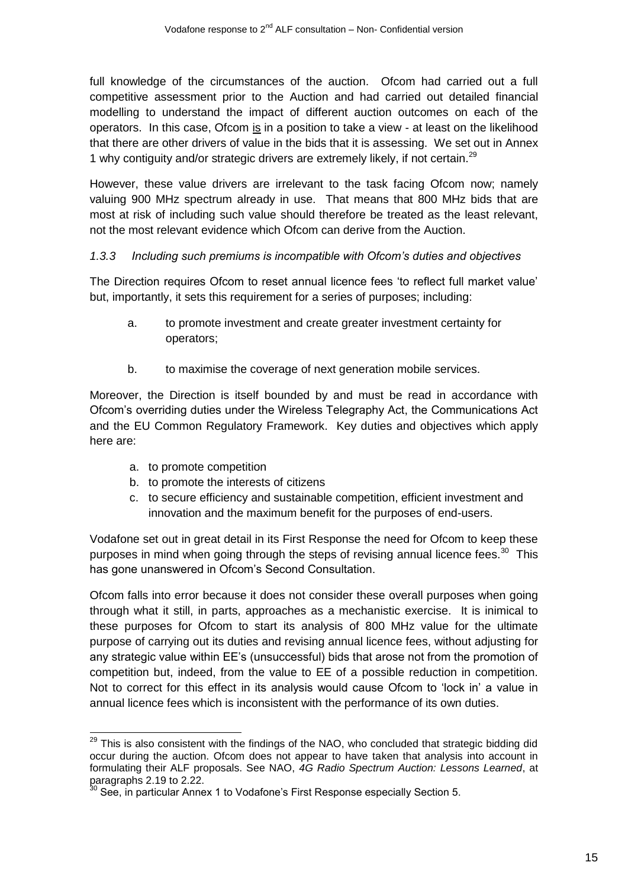full knowledge of the circumstances of the auction. Ofcom had carried out a full competitive assessment prior to the Auction and had carried out detailed financial modelling to understand the impact of different auction outcomes on each of the operators. In this case, Ofcom is in a position to take a view - at least on the likelihood that there are other drivers of value in the bids that it is assessing. We set out in Annex 1 why contiguity and/or strategic drivers are extremely likely, if not certain.[29]

However, these value drivers are irrelevant to the task facing Ofcom now; namely valuing 900 MHz spectrum already in use. That means that 800 MHz bids that are most at risk of including such value should therefore be treated as the least relevant, not the most relevant evidence which Ofcom can derive from the Auction.

### *1.3.3 Including such premiums is incompatible with Ofcom's duties and objectives*

The Direction requires Ofcom to reset annual licence fees 'to reflect full market value' but, importantly, it sets this requirement for a series of purposes; including:

a. to promote investment and create greater investment certainty for operators;

b. to maximise the coverage of next generation mobile services.

Moreover, the Direction is itself bounded by and must be read in accordance with Ofcom's overriding duties under the Wireless Telegraphy Act, the Communications Act and the EU Common Regulatory Framework. Key duties and objectives which apply here are:

a. to promote competition
b. to promote the interests of citizens
c. to secure efficiency and sustainable competition, efficient investment and innovation and the maximum benefit for the purposes of end-users.

Vodafone set out in great detail in its First Response the need for Ofcom to keep these purposes in mind when going through the steps of revising annual licence fees.[30] This has gone unanswered in Ofcom's Second Consultation.

Ofcom falls into error because it does not consider these overall purposes when going through what it still, in parts, approaches as a mechanistic exercise. It is inimical to these purposes for Ofcom to start its analysis of 800 MHz value for the ultimate purpose of carrying out its duties and revising annual licence fees, without adjusting for any strategic value within EE's (unsuccessful) bids that arose not from the promotion of competition but, indeed, from the value to EE of a possible reduction in competition. Not to correct for this effect in its analysis would cause Ofcom to 'lock in' a value in annual licence fees which is inconsistent with the performance of its own duties.

[29] This is also consistent with the findings of the NAO, who concluded that strategic bidding did occur during the auction. Ofcom does not appear to have taken that analysis into account in formulating their ALF proposals. See NAO, *4G Radio Spectrum Auction: Lessons Learned*, at paragraphs 2.19 to 2.22.

[30] See, in particular Annex 1 to Vodafone's First Response especially Section 5.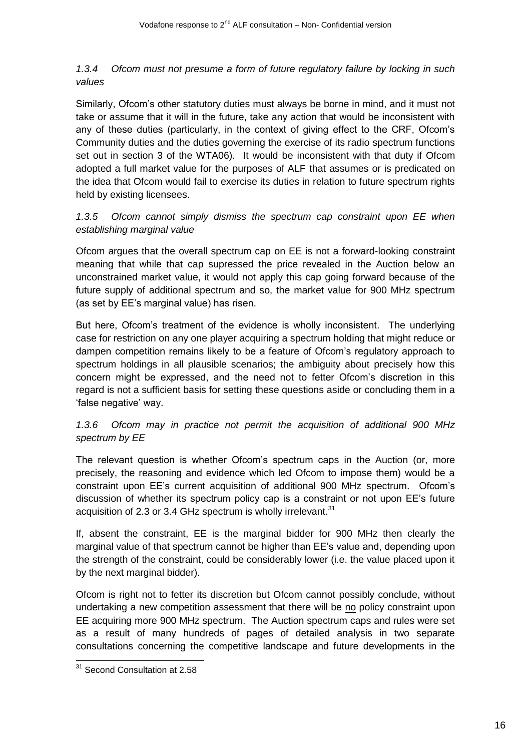*1.3.4 Ofcom must not presume a form of future regulatory failure by locking in such values*

Similarly, Ofcom's other statutory duties must always be borne in mind, and it must not take or assume that it will in the future, take any action that would be inconsistent with any of these duties (particularly, in the context of giving effect to the CRF, Ofcom's Community duties and the duties governing the exercise of its radio spectrum functions set out in section 3 of the WTA06). It would be inconsistent with that duty if Ofcom adopted a full market value for the purposes of ALF that assumes or is predicated on the idea that Ofcom would fail to exercise its duties in relation to future spectrum rights held by existing licensees.

*1.3.5 Ofcom cannot simply dismiss the spectrum cap constraint upon EE when establishing marginal value*

Ofcom argues that the overall spectrum cap on EE is not a forward-looking constraint meaning that while that cap supressed the price revealed in the Auction below an unconstrained market value, it would not apply this cap going forward because of the future supply of additional spectrum and so, the market value for 900 MHz spectrum (as set by EE's marginal value) has risen.

But here, Ofcom's treatment of the evidence is wholly inconsistent. The underlying case for restriction on any one player acquiring a spectrum holding that might reduce or dampen competition remains likely to be a feature of Ofcom's regulatory approach to spectrum holdings in all plausible scenarios; the ambiguity about precisely how this concern might be expressed, and the need not to fetter Ofcom's discretion in this regard is not a sufficient basis for setting these questions aside or concluding them in a 'false negative' way.

*1.3.6 Ofcom may in practice not permit the acquisition of additional 900 MHz spectrum by EE*

The relevant question is whether Ofcom's spectrum caps in the Auction (or, more precisely, the reasoning and evidence which led Ofcom to impose them) would be a constraint upon EE's current acquisition of additional 900 MHz spectrum. Ofcom's discussion of whether its spectrum policy cap is a constraint or not upon EE's future acquisition of 2.3 or 3.4 GHz spectrum is wholly irrelevant.[31]

If, absent the constraint, EE is the marginal bidder for 900 MHz then clearly the marginal value of that spectrum cannot be higher than EE's value and, depending upon the strength of the constraint, could be considerably lower (i.e. the value placed upon it by the next marginal bidder).

Ofcom is right not to fetter its discretion but Ofcom cannot possibly conclude, without undertaking a new competition assessment that there will be no policy constraint upon EE acquiring more 900 MHz spectrum. The Auction spectrum caps and rules were set as a result of many hundreds of pages of detailed analysis in two separate consultations concerning the competitive landscape and future developments in the

[31] Second Consultation at 2.58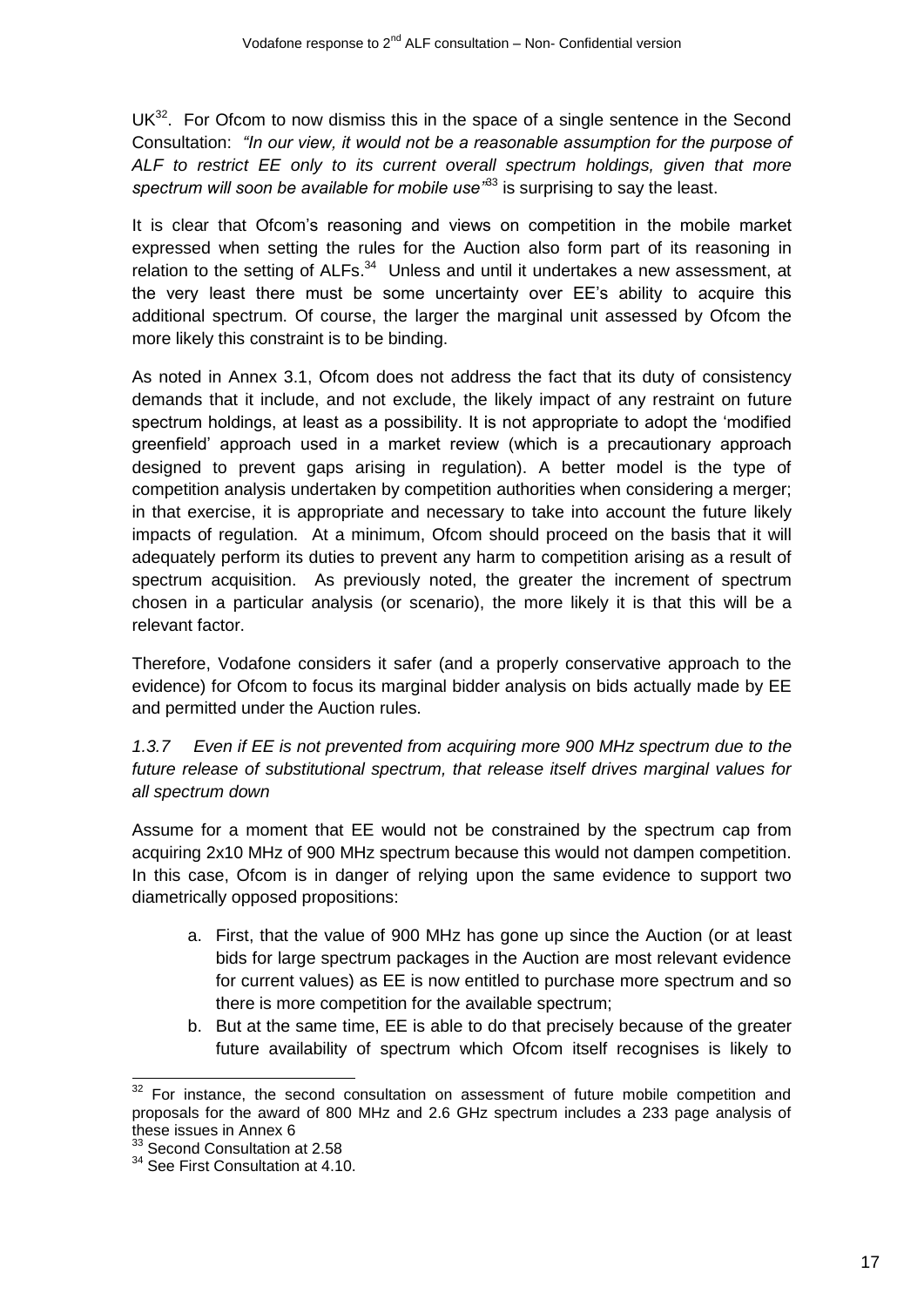UK[32]. For Ofcom to now dismiss this in the space of a single sentence in the Second Consultation: *"In our view, it would not be a reasonable assumption for the purpose of ALF to restrict EE only to its current overall spectrum holdings, given that more spectrum will soon be available for mobile use"*[33] is surprising to say the least.

It is clear that Ofcom's reasoning and views on competition in the mobile market expressed when setting the rules for the Auction also form part of its reasoning in relation to the setting of ALFs.[34] Unless and until it undertakes a new assessment, at the very least there must be some uncertainty over EE's ability to acquire this additional spectrum. Of course, the larger the marginal unit assessed by Ofcom the more likely this constraint is to be binding.

As noted in Annex 3.1, Ofcom does not address the fact that its duty of consistency demands that it include, and not exclude, the likely impact of any restraint on future spectrum holdings, at least as a possibility. It is not appropriate to adopt the 'modified greenfield' approach used in a market review (which is a precautionary approach designed to prevent gaps arising in regulation). A better model is the type of competition analysis undertaken by competition authorities when considering a merger; in that exercise, it is appropriate and necessary to take into account the future likely impacts of regulation. At a minimum, Ofcom should proceed on the basis that it will adequately perform its duties to prevent any harm to competition arising as a result of spectrum acquisition. As previously noted, the greater the increment of spectrum chosen in a particular analysis (or scenario), the more likely it is that this will be a relevant factor.

Therefore, Vodafone considers it safer (and a properly conservative approach to the evidence) for Ofcom to focus its marginal bidder analysis on bids actually made by EE and permitted under the Auction rules.

*1.3.7 Even if EE is not prevented from acquiring more 900 MHz spectrum due to the future release of substitutional spectrum, that release itself drives marginal values for all spectrum down*

Assume for a moment that EE would not be constrained by the spectrum cap from acquiring 2x10 MHz of 900 MHz spectrum because this would not dampen competition. In this case, Ofcom is in danger of relying upon the same evidence to support two diametrically opposed propositions:

a. First, that the value of 900 MHz has gone up since the Auction (or at least bids for large spectrum packages in the Auction are most relevant evidence for current values) as EE is now entitled to purchase more spectrum and so there is more competition for the available spectrum;

b. But at the same time, EE is able to do that precisely because of the greater future availability of spectrum which Ofcom itself recognises is likely to

[32] For instance, the second consultation on assessment of future mobile competition and proposals for the award of 800 MHz and 2.6 GHz spectrum includes a 233 page analysis of these issues in Annex 6

[33] Second Consultation at 2.58

[34] See First Consultation at 4.10.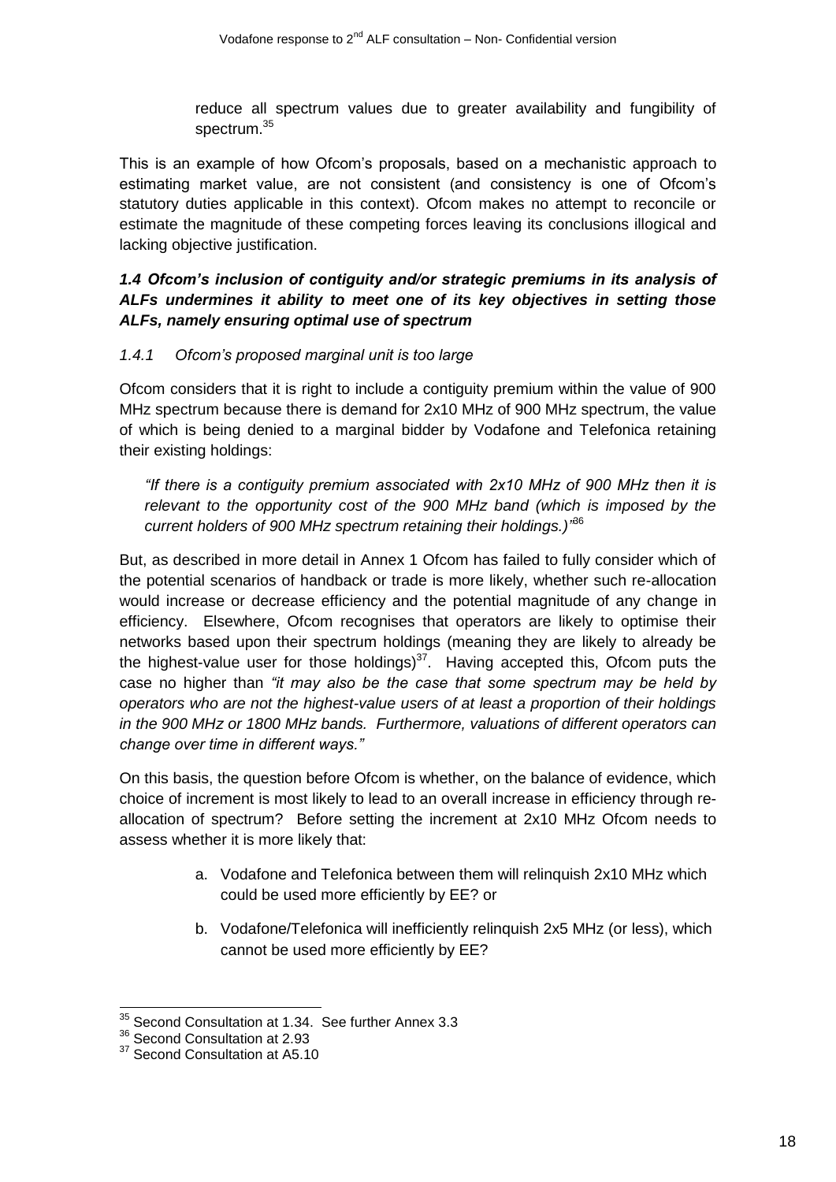reduce all spectrum values due to greater availability and fungibility of spectrum.[35]

This is an example of how Ofcom's proposals, based on a mechanistic approach to estimating market value, are not consistent (and consistency is one of Ofcom's statutory duties applicable in this context). Ofcom makes no attempt to reconcile or estimate the magnitude of these competing forces leaving its conclusions illogical and lacking objective justification.

### *1.4 Ofcom's inclusion of contiguity and/or strategic premiums in its analysis of ALFs undermines it ability to meet one of its key objectives in setting those ALFs, namely ensuring optimal use of spectrum*

#### *1.4.1 Ofcom's proposed marginal unit is too large*

Ofcom considers that it is right to include a contiguity premium within the value of 900 MHz spectrum because there is demand for 2x10 MHz of 900 MHz spectrum, the value of which is being denied to a marginal bidder by Vodafone and Telefonica retaining their existing holdings:

> *"If there is a contiguity premium associated with 2x10 MHz of 900 MHz then it is relevant to the opportunity cost of the 900 MHz band (which is imposed by the current holders of 900 MHz spectrum retaining their holdings.)"*[36]

But, as described in more detail in Annex 1 Ofcom has failed to fully consider which of the potential scenarios of handback or trade is more likely, whether such re-allocation would increase or decrease efficiency and the potential magnitude of any change in efficiency. Elsewhere, Ofcom recognises that operators are likely to optimise their networks based upon their spectrum holdings (meaning they are likely to already be the highest-value user for those holdings)[37]. Having accepted this, Ofcom puts the case no higher than *"it may also be the case that some spectrum may be held by operators who are not the highest-value users of at least a proportion of their holdings in the 900 MHz or 1800 MHz bands. Furthermore, valuations of different operators can change over time in different ways."*

On this basis, the question before Ofcom is whether, on the balance of evidence, which choice of increment is most likely to lead to an overall increase in efficiency through re-allocation of spectrum? Before setting the increment at 2x10 MHz Ofcom needs to assess whether it is more likely that:

a. Vodafone and Telefonica between them will relinquish 2x10 MHz which could be used more efficiently by EE? or

b. Vodafone/Telefonica will inefficiently relinquish 2x5 MHz (or less), which cannot be used more efficiently by EE?

---

[35] Second Consultation at 1.34. See further Annex 3.3

[36] Second Consultation at 2.93

[37] Second Consultation at A5.10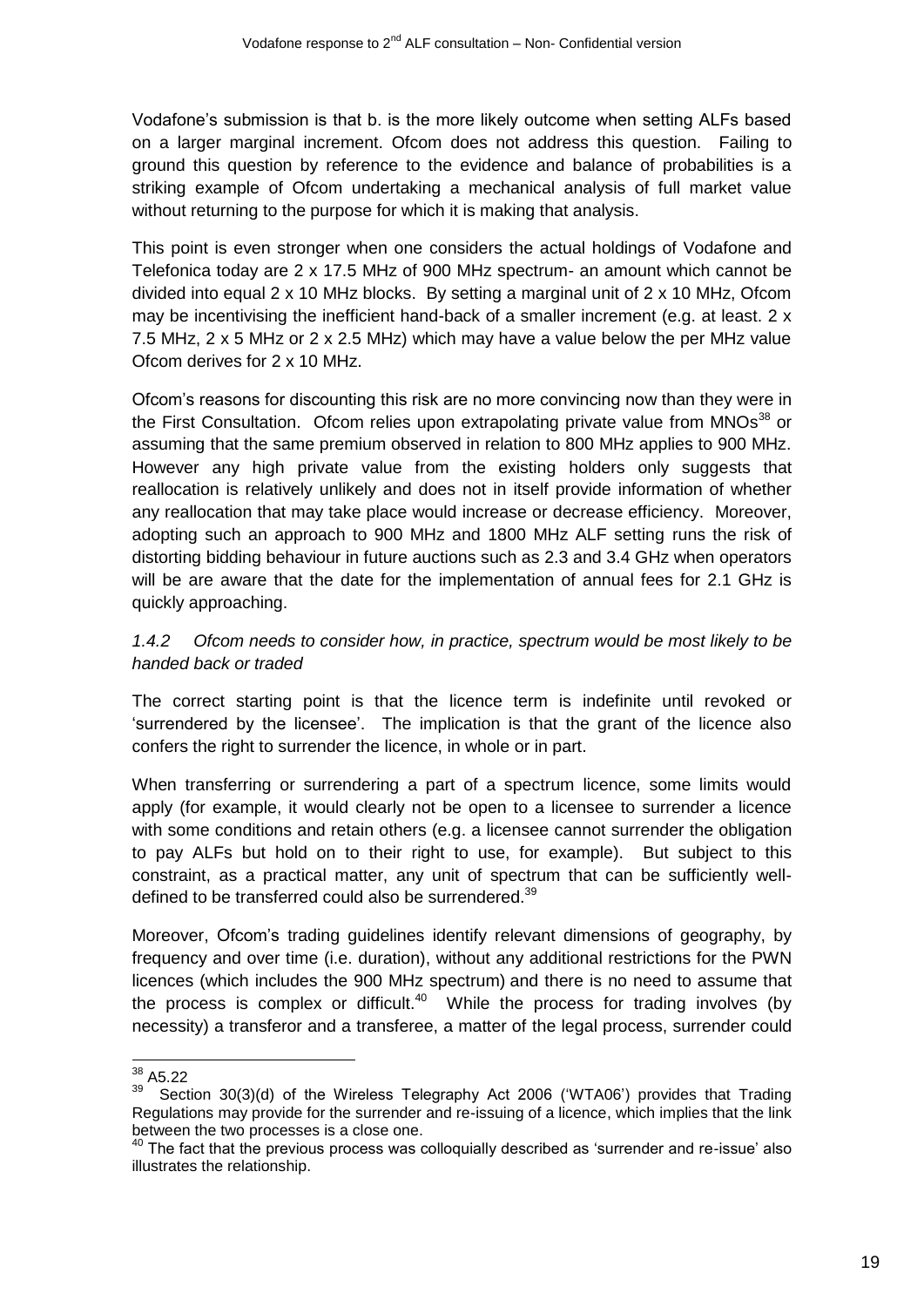Vodafone's submission is that b. is the more likely outcome when setting ALFs based on a larger marginal increment. Ofcom does not address this question. Failing to ground this question by reference to the evidence and balance of probabilities is a striking example of Ofcom undertaking a mechanical analysis of full market value without returning to the purpose for which it is making that analysis.

This point is even stronger when one considers the actual holdings of Vodafone and Telefonica today are 2 x 17.5 MHz of 900 MHz spectrum- an amount which cannot be divided into equal 2 x 10 MHz blocks. By setting a marginal unit of 2 x 10 MHz, Ofcom may be incentivising the inefficient hand-back of a smaller increment (e.g. at least. 2 x 7.5 MHz, 2 x 5 MHz or 2 x 2.5 MHz) which may have a value below the per MHz value Ofcom derives for 2 x 10 MHz.

Ofcom's reasons for discounting this risk are no more convincing now than they were in the First Consultation. Ofcom relies upon extrapolating private value from MNOs[38] or assuming that the same premium observed in relation to 800 MHz applies to 900 MHz. However any high private value from the existing holders only suggests that reallocation is relatively unlikely and does not in itself provide information of whether any reallocation that may take place would increase or decrease efficiency. Moreover, adopting such an approach to 900 MHz and 1800 MHz ALF setting runs the risk of distorting bidding behaviour in future auctions such as 2.3 and 3.4 GHz when operators will be are aware that the date for the implementation of annual fees for 2.1 GHz is quickly approaching.

### *1.4.2 Ofcom needs to consider how, in practice, spectrum would be most likely to be handed back or traded*

The correct starting point is that the licence term is indefinite until revoked or 'surrendered by the licensee'. The implication is that the grant of the licence also confers the right to surrender the licence, in whole or in part.

When transferring or surrendering a part of a spectrum licence, some limits would apply (for example, it would clearly not be open to a licensee to surrender a licence with some conditions and retain others (e.g. a licensee cannot surrender the obligation to pay ALFs but hold on to their right to use, for example). But subject to this constraint, as a practical matter, any unit of spectrum that can be sufficiently well-defined to be transferred could also be surrendered.[39]

Moreover, Ofcom's trading guidelines identify relevant dimensions of geography, by frequency and over time (i.e. duration), without any additional restrictions for the PWN licences (which includes the 900 MHz spectrum) and there is no need to assume that the process is complex or difficult.[40] While the process for trading involves (by necessity) a transferor and a transferee, a matter of the legal process, surrender could

---

[38] A5.22

[39] Section 30(3)(d) of the Wireless Telegraphy Act 2006 ('WTA06') provides that Trading Regulations may provide for the surrender and re-issuing of a licence, which implies that the link between the two processes is a close one.

[40] The fact that the previous process was colloquially described as 'surrender and re-issue' also illustrates the relationship.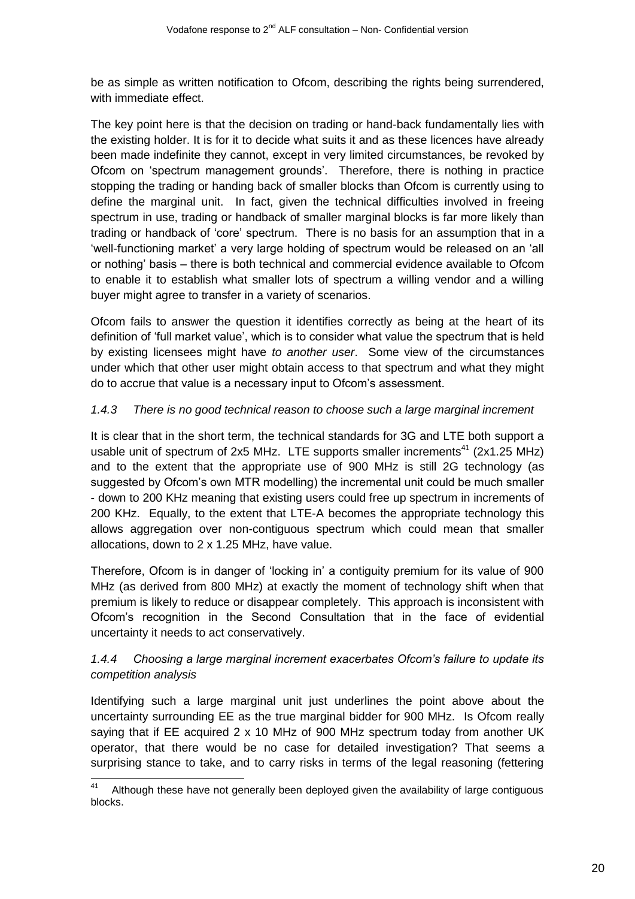be as simple as written notification to Ofcom, describing the rights being surrendered, with immediate effect.

The key point here is that the decision on trading or hand-back fundamentally lies with the existing holder. It is for it to decide what suits it and as these licences have already been made indefinite they cannot, except in very limited circumstances, be revoked by Ofcom on 'spectrum management grounds'. Therefore, there is nothing in practice stopping the trading or handing back of smaller blocks than Ofcom is currently using to define the marginal unit. In fact, given the technical difficulties involved in freeing spectrum in use, trading or handback of smaller marginal blocks is far more likely than trading or handback of 'core' spectrum. There is no basis for an assumption that in a 'well-functioning market' a very large holding of spectrum would be released on an 'all or nothing' basis – there is both technical and commercial evidence available to Ofcom to enable it to establish what smaller lots of spectrum a willing vendor and a willing buyer might agree to transfer in a variety of scenarios.

Ofcom fails to answer the question it identifies correctly as being at the heart of its definition of 'full market value', which is to consider what value the spectrum that is held by existing licensees might have *to another user*. Some view of the circumstances under which that other user might obtain access to that spectrum and what they might do to accrue that value is a necessary input to Ofcom's assessment.

### *1.4.3 There is no good technical reason to choose such a large marginal increment*

It is clear that in the short term, the technical standards for 3G and LTE both support a usable unit of spectrum of 2x5 MHz. LTE supports smaller increments[41] (2x1.25 MHz) and to the extent that the appropriate use of 900 MHz is still 2G technology (as suggested by Ofcom's own MTR modelling) the incremental unit could be much smaller - down to 200 KHz meaning that existing users could free up spectrum in increments of 200 KHz. Equally, to the extent that LTE-A becomes the appropriate technology this allows aggregation over non-contiguous spectrum which could mean that smaller allocations, down to 2 x 1.25 MHz, have value.

Therefore, Ofcom is in danger of 'locking in' a contiguity premium for its value of 900 MHz (as derived from 800 MHz) at exactly the moment of technology shift when that premium is likely to reduce or disappear completely. This approach is inconsistent with Ofcom's recognition in the Second Consultation that in the face of evidential uncertainty it needs to act conservatively.

### *1.4.4 Choosing a large marginal increment exacerbates Ofcom's failure to update its competition analysis*

Identifying such a large marginal unit just underlines the point above about the uncertainty surrounding EE as the true marginal bidder for 900 MHz. Is Ofcom really saying that if EE acquired 2 x 10 MHz of 900 MHz spectrum today from another UK operator, that there would be no case for detailed investigation? That seems a surprising stance to take, and to carry risks in terms of the legal reasoning (fettering

[41] Although these have not generally been deployed given the availability of large contiguous blocks.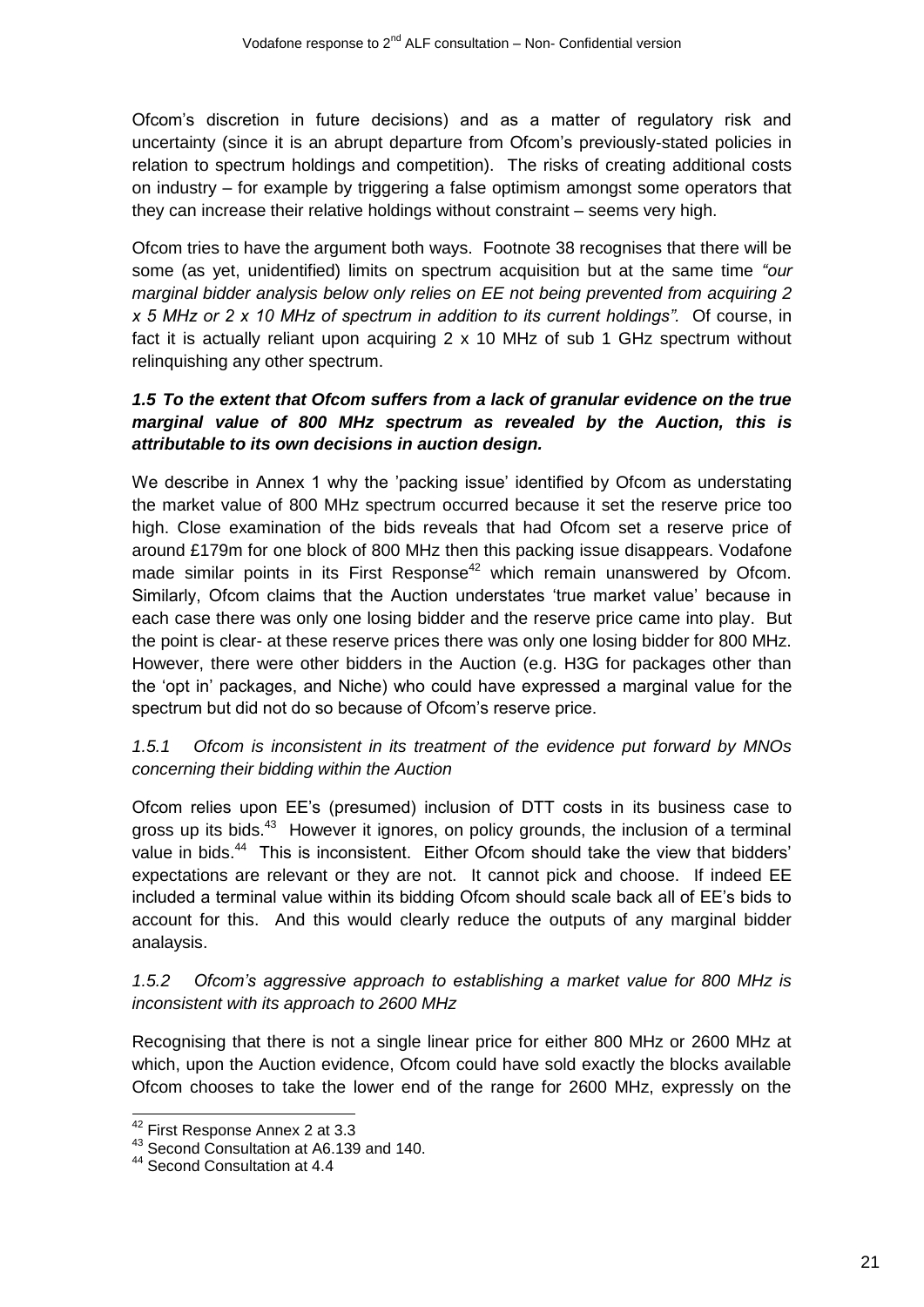Ofcom's discretion in future decisions) and as a matter of regulatory risk and uncertainty (since it is an abrupt departure from Ofcom's previously-stated policies in relation to spectrum holdings and competition). The risks of creating additional costs on industry – for example by triggering a false optimism amongst some operators that they can increase their relative holdings without constraint – seems very high.

Ofcom tries to have the argument both ways. Footnote 38 recognises that there will be some (as yet, unidentified) limits on spectrum acquisition but at the same time *"our marginal bidder analysis below only relies on EE not being prevented from acquiring 2 x 5 MHz or 2 x 10 MHz of spectrum in addition to its current holdings".* Of course, in fact it is actually reliant upon acquiring 2 x 10 MHz of sub 1 GHz spectrum without relinquishing any other spectrum.

### *1.5 To the extent that Ofcom suffers from a lack of granular evidence on the true marginal value of 800 MHz spectrum as revealed by the Auction, this is attributable to its own decisions in auction design.*

We describe in Annex 1 why the 'packing issue' identified by Ofcom as understating the market value of 800 MHz spectrum occurred because it set the reserve price too high. Close examination of the bids reveals that had Ofcom set a reserve price of around £179m for one block of 800 MHz then this packing issue disappears. Vodafone made similar points in its First Response[42] which remain unanswered by Ofcom. Similarly, Ofcom claims that the Auction understates 'true market value' because in each case there was only one losing bidder and the reserve price came into play. But the point is clear- at these reserve prices there was only one losing bidder for 800 MHz. However, there were other bidders in the Auction (e.g. H3G for packages other than the 'opt in' packages, and Niche) who could have expressed a marginal value for the spectrum but did not do so because of Ofcom's reserve price.

#### *1.5.1 Ofcom is inconsistent in its treatment of the evidence put forward by MNOs concerning their bidding within the Auction*

Ofcom relies upon EE's (presumed) inclusion of DTT costs in its business case to gross up its bids.[43] However it ignores, on policy grounds, the inclusion of a terminal value in bids.[44] This is inconsistent. Either Ofcom should take the view that bidders' expectations are relevant or they are not. It cannot pick and choose. If indeed EE included a terminal value within its bidding Ofcom should scale back all of EE's bids to account for this. And this would clearly reduce the outputs of any marginal bidder analaysis.

#### *1.5.2 Ofcom's aggressive approach to establishing a market value for 800 MHz is inconsistent with its approach to 2600 MHz*

Recognising that there is not a single linear price for either 800 MHz or 2600 MHz at which, upon the Auction evidence, Ofcom could have sold exactly the blocks available Ofcom chooses to take the lower end of the range for 2600 MHz, expressly on the

---

[42] First Response Annex 2 at 3.3

[43] Second Consultation at A6.139 and 140.

[44] Second Consultation at 4.4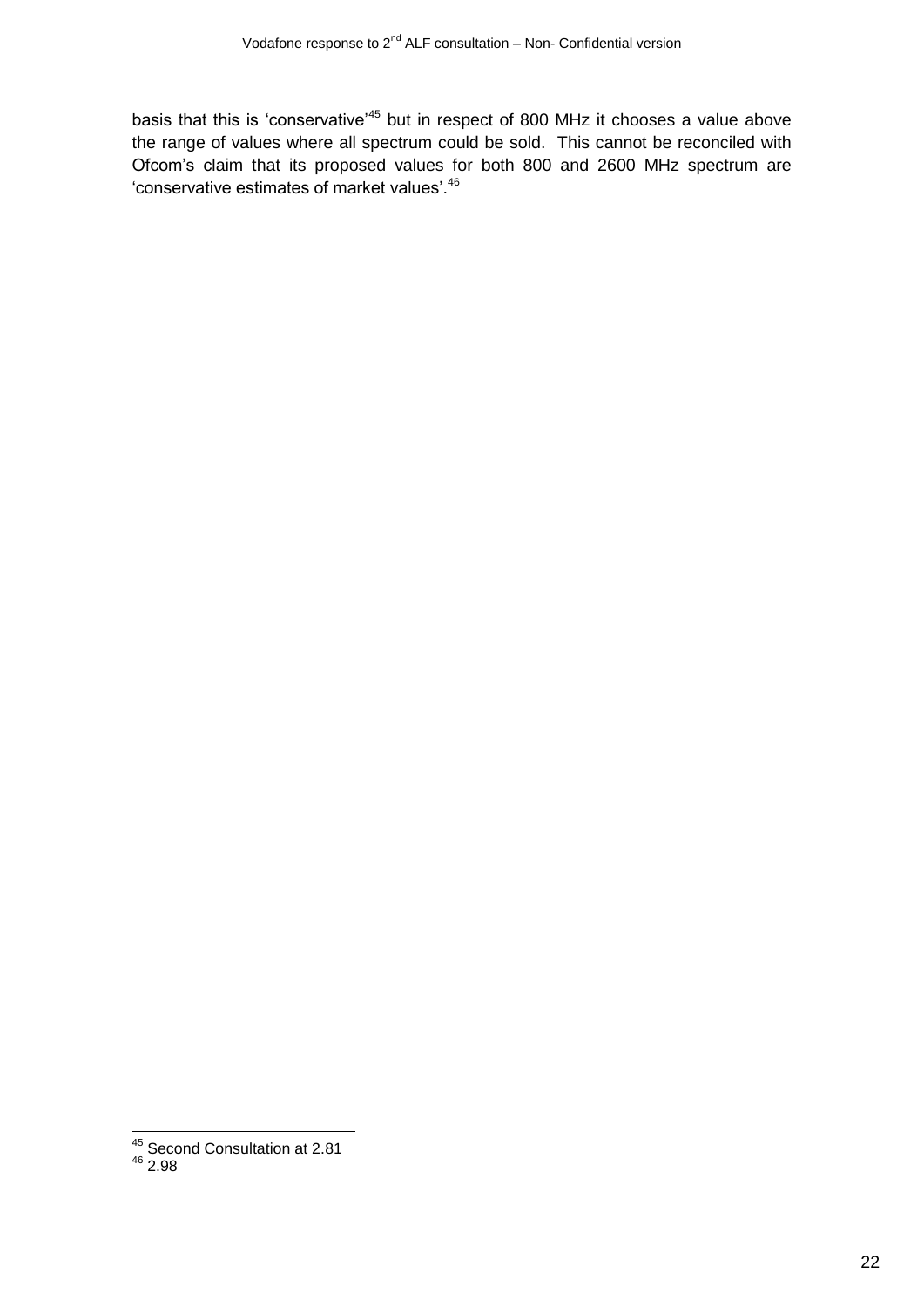basis that this is 'conservative'[45] but in respect of 800 MHz it chooses a value above the range of values where all spectrum could be sold. This cannot be reconciled with Ofcom's claim that its proposed values for both 800 and 2600 MHz spectrum are 'conservative estimates of market values'.[46]

---

[45] Second Consultation at 2.81
[46] 2.98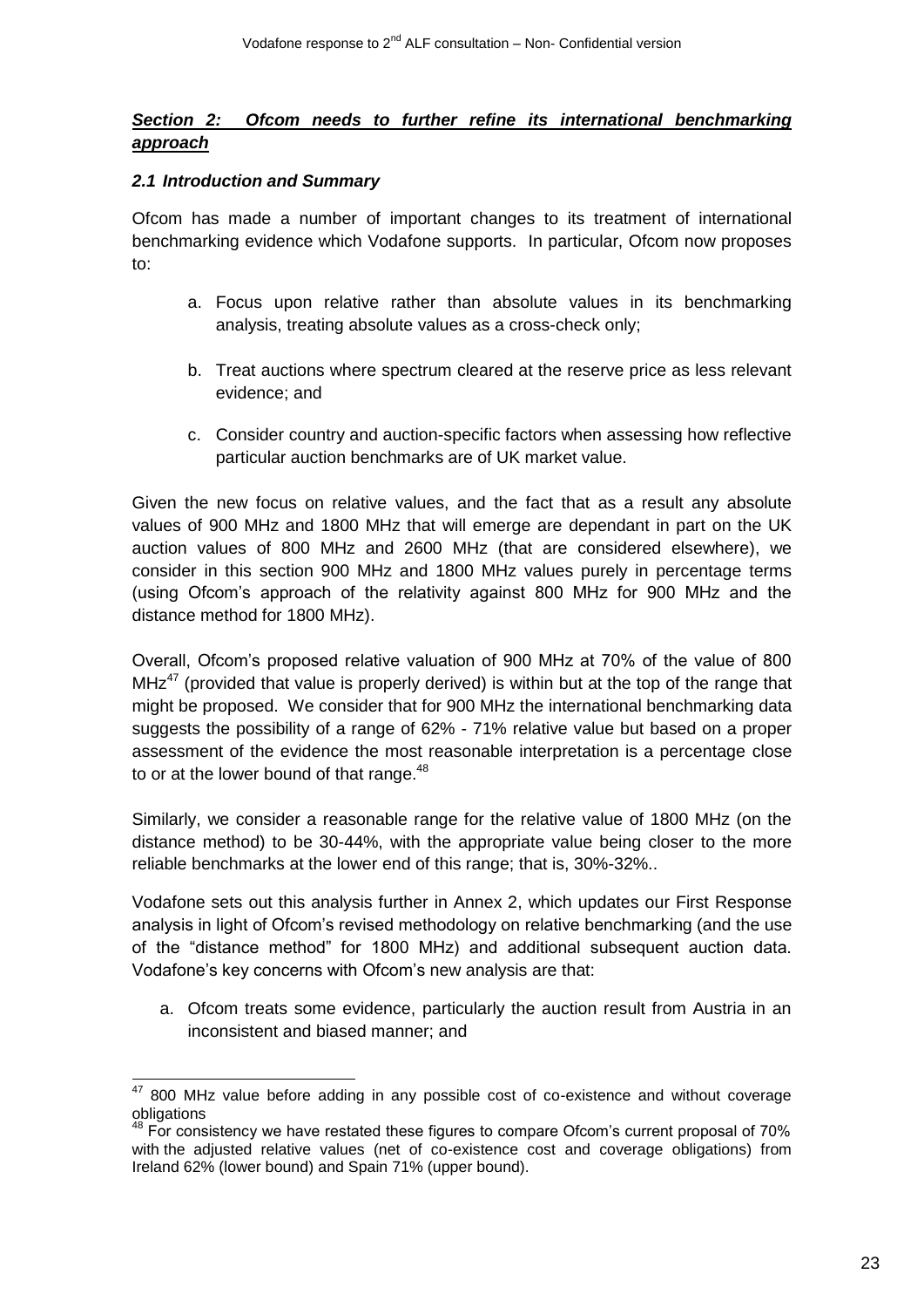## ***Section 2: Ofcom needs to further refine its international benchmarking approach***

### ***2.1 Introduction and Summary***

Ofcom has made a number of important changes to its treatment of international benchmarking evidence which Vodafone supports. In particular, Ofcom now proposes to:

a. Focus upon relative rather than absolute values in its benchmarking analysis, treating absolute values as a cross-check only;

b. Treat auctions where spectrum cleared at the reserve price as less relevant evidence; and

c. Consider country and auction-specific factors when assessing how reflective particular auction benchmarks are of UK market value.

Given the new focus on relative values, and the fact that as a result any absolute values of 900 MHz and 1800 MHz that will emerge are dependant in part on the UK auction values of 800 MHz and 2600 MHz (that are considered elsewhere), we consider in this section 900 MHz and 1800 MHz values purely in percentage terms (using Ofcom's approach of the relativity against 800 MHz for 900 MHz and the distance method for 1800 MHz).

Overall, Ofcom's proposed relative valuation of 900 MHz at 70% of the value of 800 MHz[47] (provided that value is properly derived) is within but at the top of the range that might be proposed. We consider that for 900 MHz the international benchmarking data suggests the possibility of a range of 62% - 71% relative value but based on a proper assessment of the evidence the most reasonable interpretation is a percentage close to or at the lower bound of that range.[48]

Similarly, we consider a reasonable range for the relative value of 1800 MHz (on the distance method) to be 30-44%, with the appropriate value being closer to the more reliable benchmarks at the lower end of this range; that is, 30%-32%..

Vodafone sets out this analysis further in Annex 2, which updates our First Response analysis in light of Ofcom's revised methodology on relative benchmarking (and the use of the "distance method" for 1800 MHz) and additional subsequent auction data. Vodafone's key concerns with Ofcom's new analysis are that:

a. Ofcom treats some evidence, particularly the auction result from Austria in an inconsistent and biased manner; and

---

[47] 800 MHz value before adding in any possible cost of co-existence and without coverage obligations

[48] For consistency we have restated these figures to compare Ofcom's current proposal of 70% with the adjusted relative values (net of co-existence cost and coverage obligations) from Ireland 62% (lower bound) and Spain 71% (upper bound).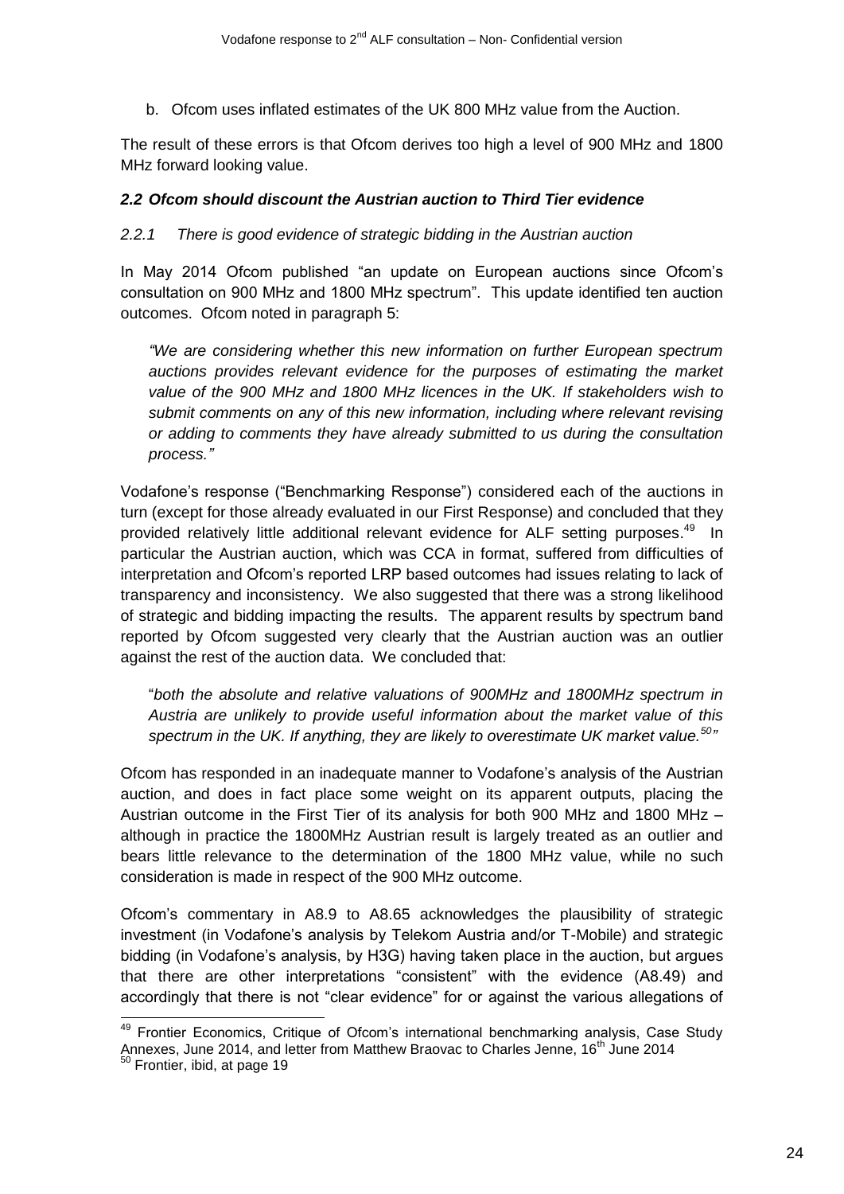b. Ofcom uses inflated estimates of the UK 800 MHz value from the Auction.

The result of these errors is that Ofcom derives too high a level of 900 MHz and 1800 MHz forward looking value.

### *2.2 Ofcom should discount the Austrian auction to Third Tier evidence*

#### *2.2.1 There is good evidence of strategic bidding in the Austrian auction*

In May 2014 Ofcom published "an update on European auctions since Ofcom's consultation on 900 MHz and 1800 MHz spectrum". This update identified ten auction outcomes. Ofcom noted in paragraph 5:

> *"We are considering whether this new information on further European spectrum auctions provides relevant evidence for the purposes of estimating the market value of the 900 MHz and 1800 MHz licences in the UK. If stakeholders wish to submit comments on any of this new information, including where relevant revising or adding to comments they have already submitted to us during the consultation process."*

Vodafone's response ("Benchmarking Response") considered each of the auctions in turn (except for those already evaluated in our First Response) and concluded that they provided relatively little additional relevant evidence for ALF setting purposes.[49] In particular the Austrian auction, which was CCA in format, suffered from difficulties of interpretation and Ofcom's reported LRP based outcomes had issues relating to lack of transparency and inconsistency. We also suggested that there was a strong likelihood of strategic and bidding impacting the results. The apparent results by spectrum band reported by Ofcom suggested very clearly that the Austrian auction was an outlier against the rest of the auction data. We concluded that:

> "*both the absolute and relative valuations of 900MHz and 1800MHz spectrum in Austria are unlikely to provide useful information about the market value of this spectrum in the UK. If anything, they are likely to overestimate UK market value.*[50]"

Ofcom has responded in an inadequate manner to Vodafone's analysis of the Austrian auction, and does in fact place some weight on its apparent outputs, placing the Austrian outcome in the First Tier of its analysis for both 900 MHz and 1800 MHz – although in practice the 1800MHz Austrian result is largely treated as an outlier and bears little relevance to the determination of the 1800 MHz value, while no such consideration is made in respect of the 900 MHz outcome.

Ofcom's commentary in A8.9 to A8.65 acknowledges the plausibility of strategic investment (in Vodafone's analysis by Telekom Austria and/or T-Mobile) and strategic bidding (in Vodafone's analysis, by H3G) having taken place in the auction, but argues that there are other interpretations "consistent" with the evidence (A8.49) and accordingly that there is not "clear evidence" for or against the various allegations of

---

[49] Frontier Economics, Critique of Ofcom's international benchmarking analysis, Case Study Annexes, June 2014, and letter from Matthew Braovac to Charles Jenne, 16th June 2014

[50] Frontier, ibid, at page 19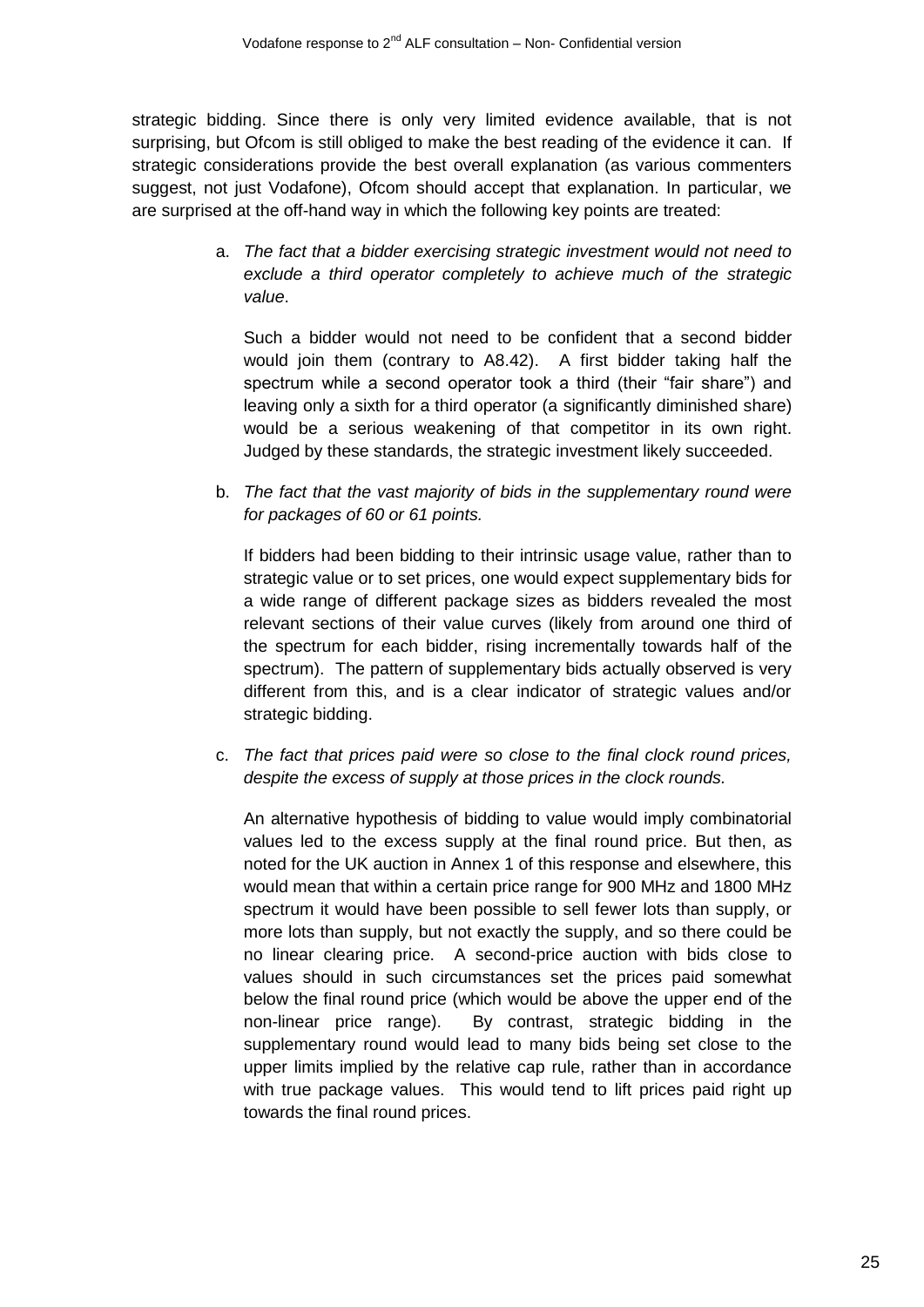strategic bidding. Since there is only very limited evidence available, that is not surprising, but Ofcom is still obliged to make the best reading of the evidence it can. If strategic considerations provide the best overall explanation (as various commenters suggest, not just Vodafone), Ofcom should accept that explanation. In particular, we are surprised at the off-hand way in which the following key points are treated:

a. *The fact that a bidder exercising strategic investment would not need to exclude a third operator completely to achieve much of the strategic value*.

   Such a bidder would not need to be confident that a second bidder would join them (contrary to A8.42). A first bidder taking half the spectrum while a second operator took a third (their "fair share") and leaving only a sixth for a third operator (a significantly diminished share) would be a serious weakening of that competitor in its own right. Judged by these standards, the strategic investment likely succeeded.

b. *The fact that the vast majority of bids in the supplementary round were for packages of 60 or 61 points.*

   If bidders had been bidding to their intrinsic usage value, rather than to strategic value or to set prices, one would expect supplementary bids for a wide range of different package sizes as bidders revealed the most relevant sections of their value curves (likely from around one third of the spectrum for each bidder, rising incrementally towards half of the spectrum). The pattern of supplementary bids actually observed is very different from this, and is a clear indicator of strategic values and/or strategic bidding.

c. *The fact that prices paid were so close to the final clock round prices, despite the excess of supply at those prices in the clock rounds.*

   An alternative hypothesis of bidding to value would imply combinatorial values led to the excess supply at the final round price. But then, as noted for the UK auction in Annex 1 of this response and elsewhere, this would mean that within a certain price range for 900 MHz and 1800 MHz spectrum it would have been possible to sell fewer lots than supply, or more lots than supply, but not exactly the supply, and so there could be no linear clearing price. A second-price auction with bids close to values should in such circumstances set the prices paid somewhat below the final round price (which would be above the upper end of the non-linear price range). By contrast, strategic bidding in the supplementary round would lead to many bids being set close to the upper limits implied by the relative cap rule, rather than in accordance with true package values. This would tend to lift prices paid right up towards the final round prices.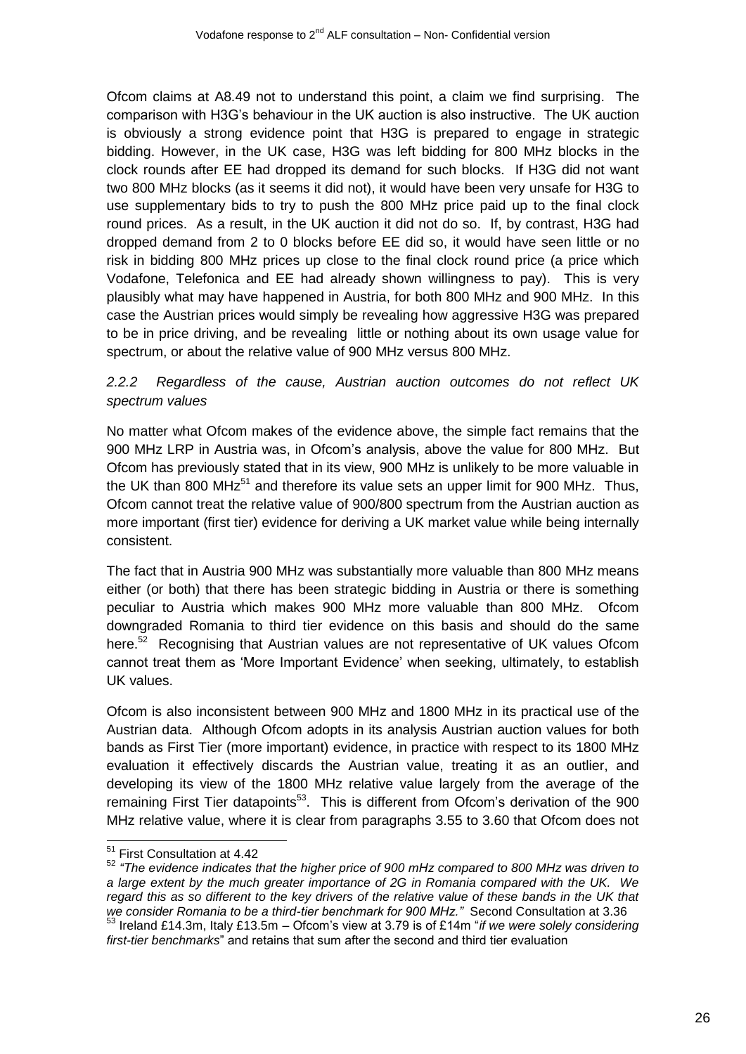Ofcom claims at A8.49 not to understand this point, a claim we find surprising. The comparison with H3G's behaviour in the UK auction is also instructive. The UK auction is obviously a strong evidence point that H3G is prepared to engage in strategic bidding. However, in the UK case, H3G was left bidding for 800 MHz blocks in the clock rounds after EE had dropped its demand for such blocks. If H3G did not want two 800 MHz blocks (as it seems it did not), it would have been very unsafe for H3G to use supplementary bids to try to push the 800 MHz price paid up to the final clock round prices. As a result, in the UK auction it did not do so. If, by contrast, H3G had dropped demand from 2 to 0 blocks before EE did so, it would have seen little or no risk in bidding 800 MHz prices up close to the final clock round price (a price which Vodafone, Telefonica and EE had already shown willingness to pay). This is very plausibly what may have happened in Austria, for both 800 MHz and 900 MHz. In this case the Austrian prices would simply be revealing how aggressive H3G was prepared to be in price driving, and be revealing little or nothing about its own usage value for spectrum, or about the relative value of 900 MHz versus 800 MHz.

### *2.2.2 Regardless of the cause, Austrian auction outcomes do not reflect UK spectrum values*

No matter what Ofcom makes of the evidence above, the simple fact remains that the 900 MHz LRP in Austria was, in Ofcom's analysis, above the value for 800 MHz. But Ofcom has previously stated that in its view, 900 MHz is unlikely to be more valuable in the UK than 800 MHz[51] and therefore its value sets an upper limit for 900 MHz. Thus, Ofcom cannot treat the relative value of 900/800 spectrum from the Austrian auction as more important (first tier) evidence for deriving a UK market value while being internally consistent.

The fact that in Austria 900 MHz was substantially more valuable than 800 MHz means either (or both) that there has been strategic bidding in Austria or there is something peculiar to Austria which makes 900 MHz more valuable than 800 MHz. Ofcom downgraded Romania to third tier evidence on this basis and should do the same here.[52] Recognising that Austrian values are not representative of UK values Ofcom cannot treat them as 'More Important Evidence' when seeking, ultimately, to establish UK values.

Ofcom is also inconsistent between 900 MHz and 1800 MHz in its practical use of the Austrian data. Although Ofcom adopts in its analysis Austrian auction values for both bands as First Tier (more important) evidence, in practice with respect to its 1800 MHz evaluation it effectively discards the Austrian value, treating it as an outlier, and developing its view of the 1800 MHz relative value largely from the average of the remaining First Tier datapoints[53]. This is different from Ofcom's derivation of the 900 MHz relative value, where it is clear from paragraphs 3.55 to 3.60 that Ofcom does not

---

[51] First Consultation at 4.42

[52] *"The evidence indicates that the higher price of 900 mHz compared to 800 MHz was driven to a large extent by the much greater importance of 2G in Romania compared with the UK. We regard this as so different to the key drivers of the relative value of these bands in the UK that we consider Romania to be a third-tier benchmark for 900 MHz."* Second Consultation at 3.36

[53] Ireland £14.3m, Italy £13.5m – Ofcom's view at 3.79 is of £14m "*if we were solely considering first-tier benchmarks*" and retains that sum after the second and third tier evaluation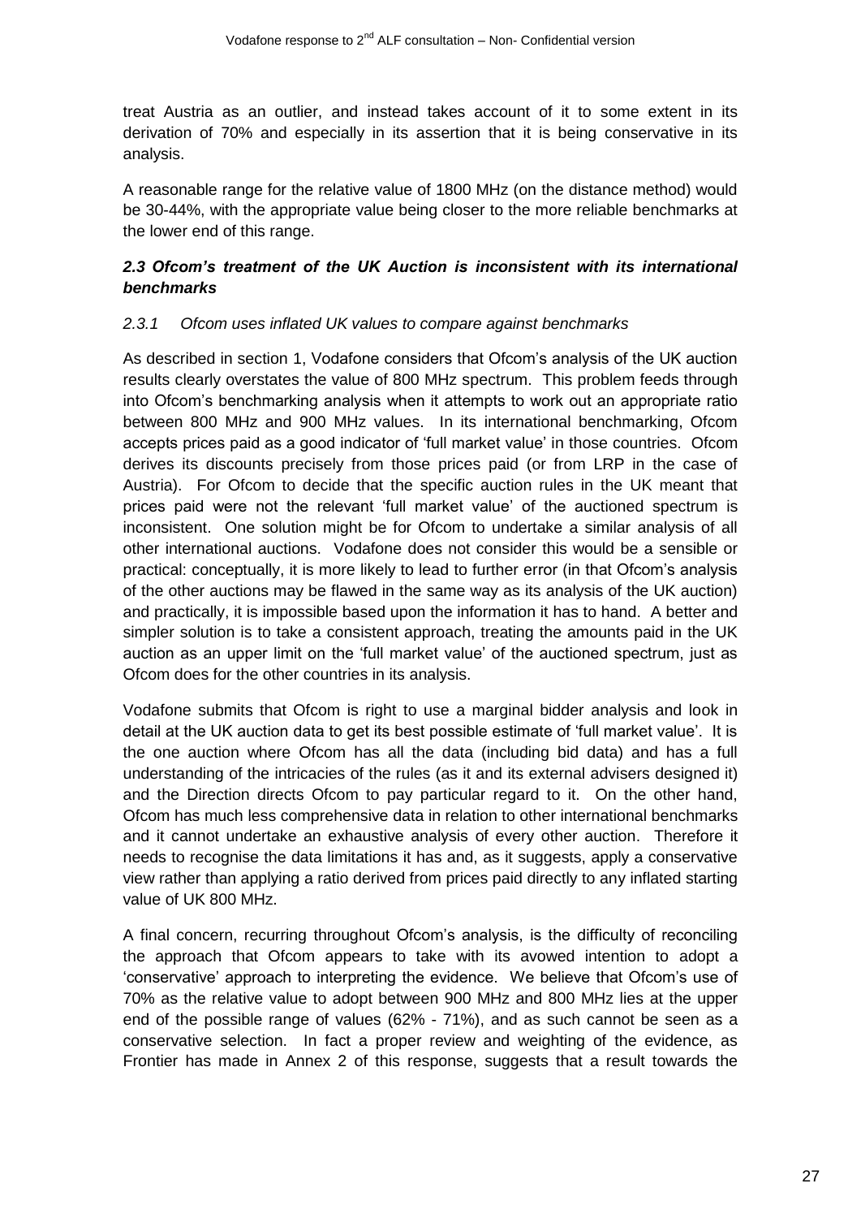treat Austria as an outlier, and instead takes account of it to some extent in its derivation of 70% and especially in its assertion that it is being conservative in its analysis.

A reasonable range for the relative value of 1800 MHz (on the distance method) would be 30-44%, with the appropriate value being closer to the more reliable benchmarks at the lower end of this range.

### *2.3 Ofcom's treatment of the UK Auction is inconsistent with its international benchmarks*

#### *2.3.1 Ofcom uses inflated UK values to compare against benchmarks*

As described in section 1, Vodafone considers that Ofcom's analysis of the UK auction results clearly overstates the value of 800 MHz spectrum. This problem feeds through into Ofcom's benchmarking analysis when it attempts to work out an appropriate ratio between 800 MHz and 900 MHz values. In its international benchmarking, Ofcom accepts prices paid as a good indicator of 'full market value' in those countries. Ofcom derives its discounts precisely from those prices paid (or from LRP in the case of Austria). For Ofcom to decide that the specific auction rules in the UK meant that prices paid were not the relevant 'full market value' of the auctioned spectrum is inconsistent. One solution might be for Ofcom to undertake a similar analysis of all other international auctions. Vodafone does not consider this would be a sensible or practical: conceptually, it is more likely to lead to further error (in that Ofcom's analysis of the other auctions may be flawed in the same way as its analysis of the UK auction) and practically, it is impossible based upon the information it has to hand. A better and simpler solution is to take a consistent approach, treating the amounts paid in the UK auction as an upper limit on the 'full market value' of the auctioned spectrum, just as Ofcom does for the other countries in its analysis.

Vodafone submits that Ofcom is right to use a marginal bidder analysis and look in detail at the UK auction data to get its best possible estimate of 'full market value'. It is the one auction where Ofcom has all the data (including bid data) and has a full understanding of the intricacies of the rules (as it and its external advisers designed it) and the Direction directs Ofcom to pay particular regard to it. On the other hand, Ofcom has much less comprehensive data in relation to other international benchmarks and it cannot undertake an exhaustive analysis of every other auction. Therefore it needs to recognise the data limitations it has and, as it suggests, apply a conservative view rather than applying a ratio derived from prices paid directly to any inflated starting value of UK 800 MHz.

A final concern, recurring throughout Ofcom's analysis, is the difficulty of reconciling the approach that Ofcom appears to take with its avowed intention to adopt a 'conservative' approach to interpreting the evidence. We believe that Ofcom's use of 70% as the relative value to adopt between 900 MHz and 800 MHz lies at the upper end of the possible range of values (62% - 71%), and as such cannot be seen as a conservative selection. In fact a proper review and weighting of the evidence, as Frontier has made in Annex 2 of this response, suggests that a result towards the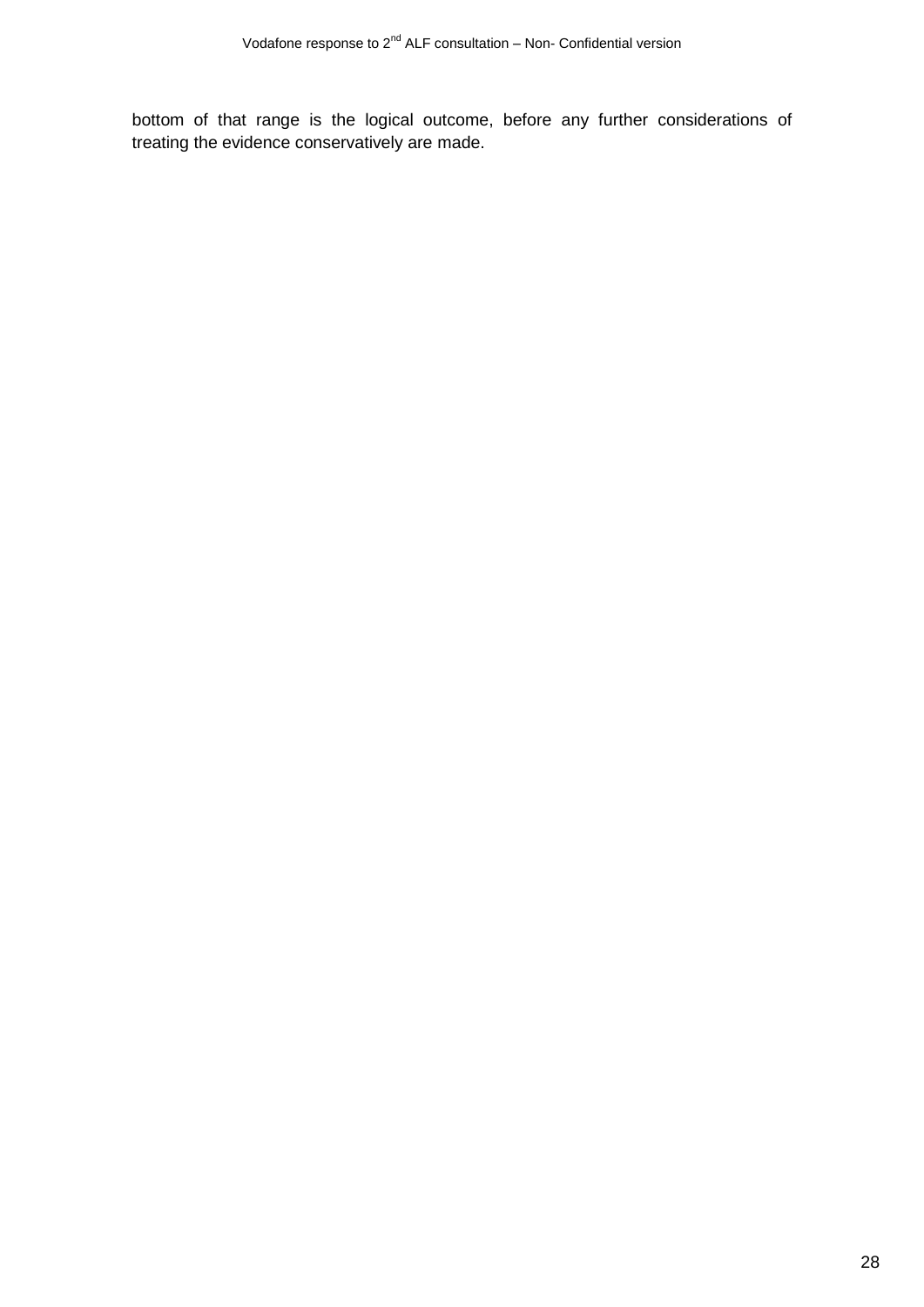bottom of that range is the logical outcome, before any further considerations of treating the evidence conservatively are made.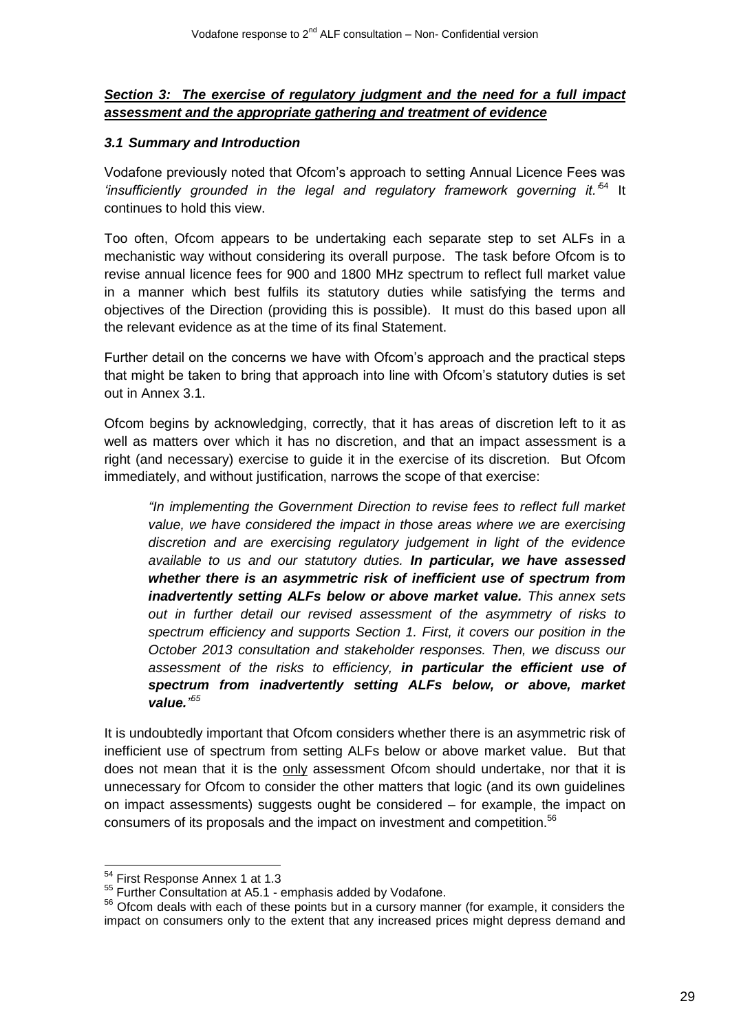***<u>Section 3: The exercise of regulatory judgment and the need for a full impact assessment and the appropriate gathering and treatment of evidence</u>***

### *3.1 Summary and Introduction*

Vodafone previously noted that Ofcom's approach to setting Annual Licence Fees was *'insufficiently grounded in the legal and regulatory framework governing it.'*[54] It continues to hold this view.

Too often, Ofcom appears to be undertaking each separate step to set ALFs in a mechanistic way without considering its overall purpose. The task before Ofcom is to revise annual licence fees for 900 and 1800 MHz spectrum to reflect full market value in a manner which best fulfils its statutory duties while satisfying the terms and objectives of the Direction (providing this is possible). It must do this based upon all the relevant evidence as at the time of its final Statement.

Further detail on the concerns we have with Ofcom's approach and the practical steps that might be taken to bring that approach into line with Ofcom's statutory duties is set out in Annex 3.1.

Ofcom begins by acknowledging, correctly, that it has areas of discretion left to it as well as matters over which it has no discretion, and that an impact assessment is a right (and necessary) exercise to guide it in the exercise of its discretion. But Ofcom immediately, and without justification, narrows the scope of that exercise:

> *"In implementing the Government Direction to revise fees to reflect full market value, we have considered the impact in those areas where we are exercising discretion and are exercising regulatory judgement in light of the evidence available to us and our statutory duties. **In particular, we have assessed whether there is an asymmetric risk of inefficient use of spectrum from inadvertently setting ALFs below or above market value.** This annex sets out in further detail our revised assessment of the asymmetry of risks to spectrum efficiency and supports Section 1. First, it covers our position in the October 2013 consultation and stakeholder responses. Then, we discuss our assessment of the risks to efficiency, **in particular the efficient use of spectrum from inadvertently setting ALFs below, or above, market value.**"*[55]

It is undoubtedly important that Ofcom considers whether there is an asymmetric risk of inefficient use of spectrum from setting ALFs below or above market value. But that does not mean that it is the <u>only</u> assessment Ofcom should undertake, nor that it is unnecessary for Ofcom to consider the other matters that logic (and its own guidelines on impact assessments) suggests ought be considered – for example, the impact on consumers of its proposals and the impact on investment and competition.[56]

---

[54] First Response Annex 1 at 1.3

[55] Further Consultation at A5.1 - emphasis added by Vodafone.

[56] Ofcom deals with each of these points but in a cursory manner (for example, it considers the impact on consumers only to the extent that any increased prices might depress demand and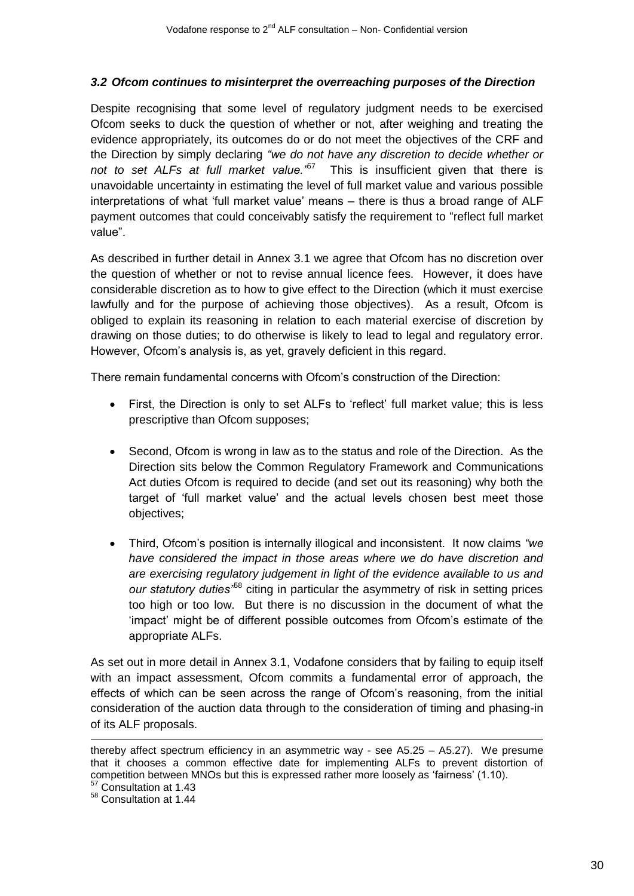### *3.2 Ofcom continues to misinterpret the overreaching purposes of the Direction*

Despite recognising that some level of regulatory judgment needs to be exercised Ofcom seeks to duck the question of whether or not, after weighing and treating the evidence appropriately, its outcomes do or do not meet the objectives of the CRF and the Direction by simply declaring *"we do not have any discretion to decide whether or not to set ALFs at full market value."*[57] This is insufficient given that there is unavoidable uncertainty in estimating the level of full market value and various possible interpretations of what 'full market value' means – there is thus a broad range of ALF payment outcomes that could conceivably satisfy the requirement to "reflect full market value".

As described in further detail in Annex 3.1 we agree that Ofcom has no discretion over the question of whether or not to revise annual licence fees. However, it does have considerable discretion as to how to give effect to the Direction (which it must exercise lawfully and for the purpose of achieving those objectives). As a result, Ofcom is obliged to explain its reasoning in relation to each material exercise of discretion by drawing on those duties; to do otherwise is likely to lead to legal and regulatory error. However, Ofcom's analysis is, as yet, gravely deficient in this regard.

There remain fundamental concerns with Ofcom's construction of the Direction:

- First, the Direction is only to set ALFs to 'reflect' full market value; this is less prescriptive than Ofcom supposes;
- Second, Ofcom is wrong in law as to the status and role of the Direction. As the Direction sits below the Common Regulatory Framework and Communications Act duties Ofcom is required to decide (and set out its reasoning) why both the target of 'full market value' and the actual levels chosen best meet those objectives;
- Third, Ofcom's position is internally illogical and inconsistent. It now claims *"we have considered the impact in those areas where we do have discretion and are exercising regulatory judgement in light of the evidence available to us and our statutory duties"*[58] citing in particular the asymmetry of risk in setting prices too high or too low. But there is no discussion in the document of what the 'impact' might be of different possible outcomes from Ofcom's estimate of the appropriate ALFs.

As set out in more detail in Annex 3.1, Vodafone considers that by failing to equip itself with an impact assessment, Ofcom commits a fundamental error of approach, the effects of which can be seen across the range of Ofcom's reasoning, from the initial consideration of the auction data through to the consideration of timing and phasing-in of its ALF proposals.

---

thereby affect spectrum efficiency in an asymmetric way - see A5.25 – A5.27). We presume that it chooses a common effective date for implementing ALFs to prevent distortion of competition between MNOs but this is expressed rather more loosely as 'fairness' (1.10).

[57] Consultation at 1.43

[58] Consultation at 1.44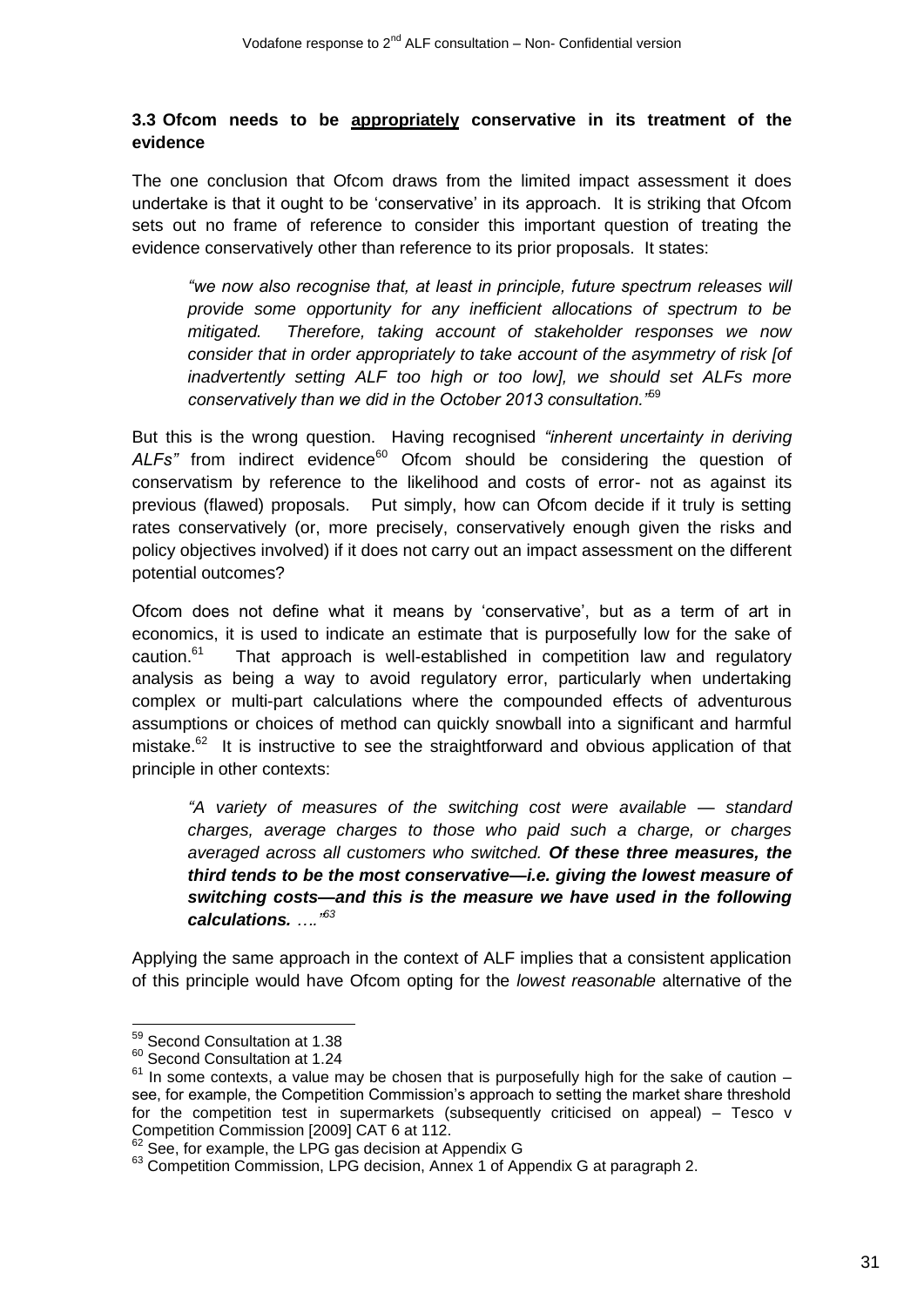### 3.3 Ofcom needs to be <u>appropriately</u> conservative in its treatment of the evidence

The one conclusion that Ofcom draws from the limited impact assessment it does undertake is that it ought to be 'conservative' in its approach. It is striking that Ofcom sets out no frame of reference to consider this important question of treating the evidence conservatively other than reference to its prior proposals. It states:

> *"we now also recognise that, at least in principle, future spectrum releases will provide some opportunity for any inefficient allocations of spectrum to be mitigated. Therefore, taking account of stakeholder responses we now consider that in order appropriately to take account of the asymmetry of risk [of inadvertently setting ALF too high or too low], we should set ALFs more conservatively than we did in the October 2013 consultation."*[59]

But this is the wrong question. Having recognised *"inherent uncertainty in deriving ALFs"* from indirect evidence[60] Ofcom should be considering the question of conservatism by reference to the likelihood and costs of error- not as against its previous (flawed) proposals. Put simply, how can Ofcom decide if it truly is setting rates conservatively (or, more precisely, conservatively enough given the risks and policy objectives involved) if it does not carry out an impact assessment on the different potential outcomes?

Ofcom does not define what it means by 'conservative', but as a term of art in economics, it is used to indicate an estimate that is purposefully low for the sake of caution.[61] That approach is well-established in competition law and regulatory analysis as being a way to avoid regulatory error, particularly when undertaking complex or multi-part calculations where the compounded effects of adventurous assumptions or choices of method can quickly snowball into a significant and harmful mistake.[62] It is instructive to see the straightforward and obvious application of that principle in other contexts:

> *"A variety of measures of the switching cost were available — standard charges, average charges to those who paid such a charge, or charges averaged across all customers who switched. **Of these three measures, the third tends to be the most conservative—i.e. giving the lowest measure of switching costs—and this is the measure we have used in the following calculations.** …."*[63]

Applying the same approach in the context of ALF implies that a consistent application of this principle would have Ofcom opting for the *lowest reasonable* alternative of the

---

[59] Second Consultation at 1.38

[60] Second Consultation at 1.24

[61] In some contexts, a value may be chosen that is purposefully high for the sake of caution – see, for example, the Competition Commission's approach to setting the market share threshold for the competition test in supermarkets (subsequently criticised on appeal) – Tesco v Competition Commission [2009] CAT 6 at 112.

[62] See, for example, the LPG gas decision at Appendix G

[63] Competition Commission, LPG decision, Annex 1 of Appendix G at paragraph 2.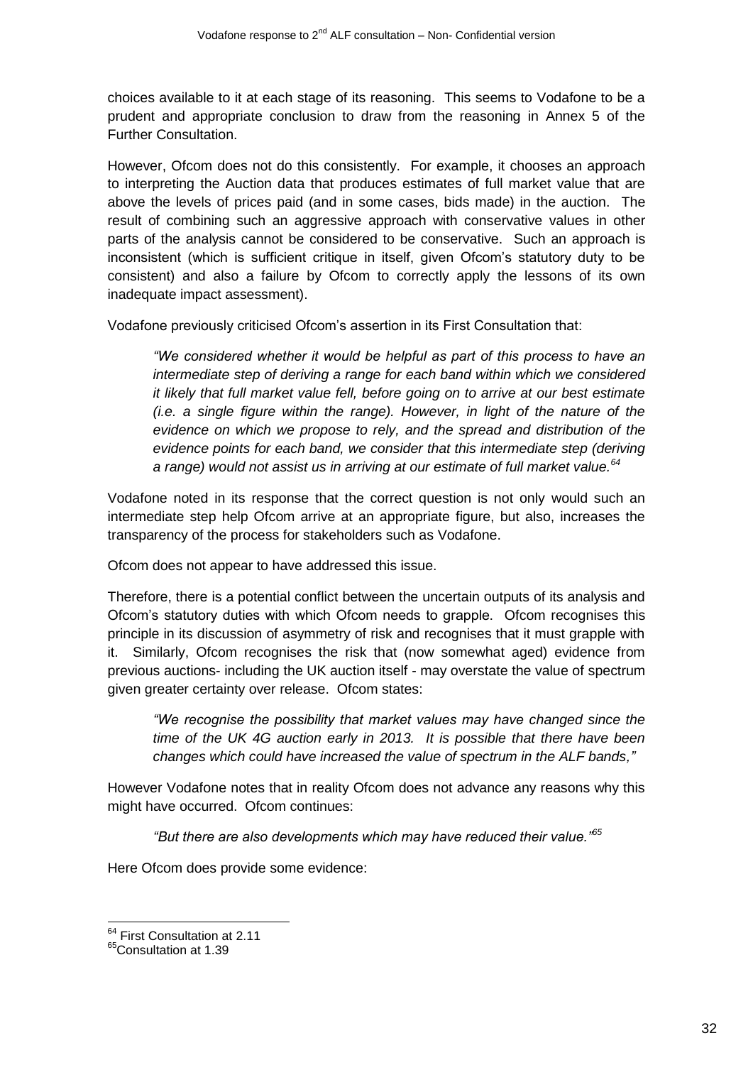choices available to it at each stage of its reasoning. This seems to Vodafone to be a prudent and appropriate conclusion to draw from the reasoning in Annex 5 of the Further Consultation.

However, Ofcom does not do this consistently. For example, it chooses an approach to interpreting the Auction data that produces estimates of full market value that are above the levels of prices paid (and in some cases, bids made) in the auction. The result of combining such an aggressive approach with conservative values in other parts of the analysis cannot be considered to be conservative. Such an approach is inconsistent (which is sufficient critique in itself, given Ofcom's statutory duty to be consistent) and also a failure by Ofcom to correctly apply the lessons of its own inadequate impact assessment).

Vodafone previously criticised Ofcom's assertion in its First Consultation that:

> *"We considered whether it would be helpful as part of this process to have an intermediate step of deriving a range for each band within which we considered it likely that full market value fell, before going on to arrive at our best estimate (i.e. a single figure within the range). However, in light of the nature of the evidence on which we propose to rely, and the spread and distribution of the evidence points for each band, we consider that this intermediate step (deriving a range) would not assist us in arriving at our estimate of full market value.[64]*

Vodafone noted in its response that the correct question is not only would such an intermediate step help Ofcom arrive at an appropriate figure, but also, increases the transparency of the process for stakeholders such as Vodafone.

Ofcom does not appear to have addressed this issue.

Therefore, there is a potential conflict between the uncertain outputs of its analysis and Ofcom's statutory duties with which Ofcom needs to grapple. Ofcom recognises this principle in its discussion of asymmetry of risk and recognises that it must grapple with it. Similarly, Ofcom recognises the risk that (now somewhat aged) evidence from previous auctions- including the UK auction itself - may overstate the value of spectrum given greater certainty over release. Ofcom states:

> *"We recognise the possibility that market values may have changed since the time of the UK 4G auction early in 2013. It is possible that there have been changes which could have increased the value of spectrum in the ALF bands,"*

However Vodafone notes that in reality Ofcom does not advance any reasons why this might have occurred. Ofcom continues:

> *"But there are also developments which may have reduced their value."[65]*

Here Ofcom does provide some evidence:

---

[64] First Consultation at 2.11

[65] Consultation at 1.39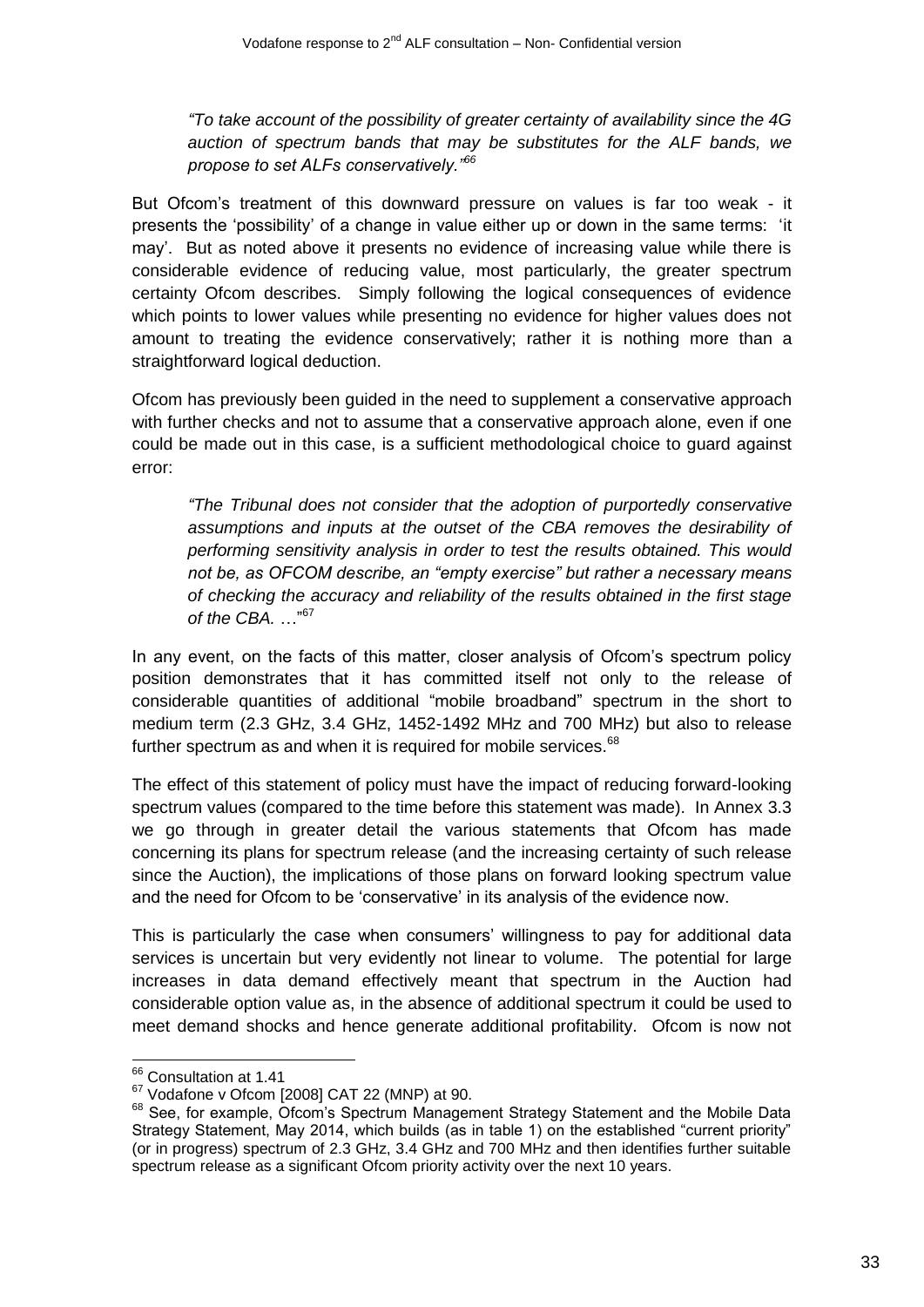> *"To take account of the possibility of greater certainty of availability since the 4G auction of spectrum bands that may be substitutes for the ALF bands, we propose to set ALFs conservatively."*[66]

But Ofcom's treatment of this downward pressure on values is far too weak - it presents the 'possibility' of a change in value either up or down in the same terms: 'it may'. But as noted above it presents no evidence of increasing value while there is considerable evidence of reducing value, most particularly, the greater spectrum certainty Ofcom describes. Simply following the logical consequences of evidence which points to lower values while presenting no evidence for higher values does not amount to treating the evidence conservatively; rather it is nothing more than a straightforward logical deduction.

Ofcom has previously been guided in the need to supplement a conservative approach with further checks and not to assume that a conservative approach alone, even if one could be made out in this case, is a sufficient methodological choice to guard against error:

> *"The Tribunal does not consider that the adoption of purportedly conservative assumptions and inputs at the outset of the CBA removes the desirability of performing sensitivity analysis in order to test the results obtained. This would not be, as OFCOM describe, an "empty exercise" but rather a necessary means of checking the accuracy and reliability of the results obtained in the first stage of the CBA. …"*[67]

In any event, on the facts of this matter, closer analysis of Ofcom's spectrum policy position demonstrates that it has committed itself not only to the release of considerable quantities of additional "mobile broadband" spectrum in the short to medium term (2.3 GHz, 3.4 GHz, 1452-1492 MHz and 700 MHz) but also to release further spectrum as and when it is required for mobile services.[68]

The effect of this statement of policy must have the impact of reducing forward-looking spectrum values (compared to the time before this statement was made). In Annex 3.3 we go through in greater detail the various statements that Ofcom has made concerning its plans for spectrum release (and the increasing certainty of such release since the Auction), the implications of those plans on forward looking spectrum value and the need for Ofcom to be 'conservative' in its analysis of the evidence now.

This is particularly the case when consumers' willingness to pay for additional data services is uncertain but very evidently not linear to volume. The potential for large increases in data demand effectively meant that spectrum in the Auction had considerable option value as, in the absence of additional spectrum it could be used to meet demand shocks and hence generate additional profitability. Ofcom is now not

---

[66] Consultation at 1.41

[67] Vodafone v Ofcom [2008] CAT 22 (MNP) at 90.

[68] See, for example, Ofcom's Spectrum Management Strategy Statement and the Mobile Data Strategy Statement, May 2014, which builds (as in table 1) on the established "current priority" (or in progress) spectrum of 2.3 GHz, 3.4 GHz and 700 MHz and then identifies further suitable spectrum release as a significant Ofcom priority activity over the next 10 years.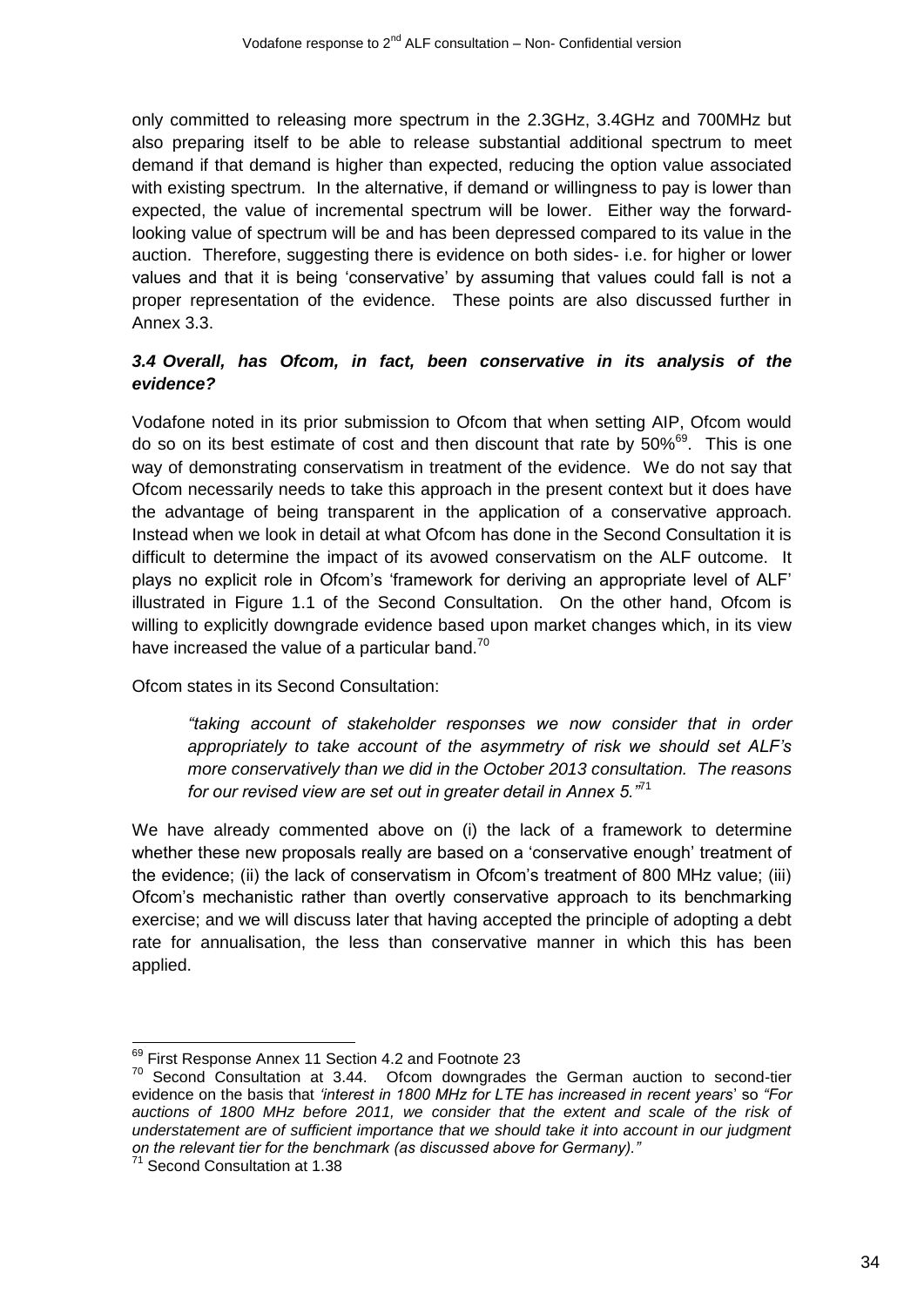only committed to releasing more spectrum in the 2.3GHz, 3.4GHz and 700MHz but also preparing itself to be able to release substantial additional spectrum to meet demand if that demand is higher than expected, reducing the option value associated with existing spectrum. In the alternative, if demand or willingness to pay is lower than expected, the value of incremental spectrum will be lower. Either way the forward-looking value of spectrum will be and has been depressed compared to its value in the auction. Therefore, suggesting there is evidence on both sides- i.e. for higher or lower values and that it is being 'conservative' by assuming that values could fall is not a proper representation of the evidence. These points are also discussed further in Annex 3.3.

### *3.4 Overall, has Ofcom, in fact, been conservative in its analysis of the evidence?*

Vodafone noted in its prior submission to Ofcom that when setting AIP, Ofcom would do so on its best estimate of cost and then discount that rate by 50%[69]. This is one way of demonstrating conservatism in treatment of the evidence. We do not say that Ofcom necessarily needs to take this approach in the present context but it does have the advantage of being transparent in the application of a conservative approach. Instead when we look in detail at what Ofcom has done in the Second Consultation it is difficult to determine the impact of its avowed conservatism on the ALF outcome. It plays no explicit role in Ofcom's 'framework for deriving an appropriate level of ALF' illustrated in Figure 1.1 of the Second Consultation. On the other hand, Ofcom is willing to explicitly downgrade evidence based upon market changes which, in its view have increased the value of a particular band.[70]

Ofcom states in its Second Consultation:

> *"taking account of stakeholder responses we now consider that in order appropriately to take account of the asymmetry of risk we should set ALF's more conservatively than we did in the October 2013 consultation. The reasons for our revised view are set out in greater detail in Annex 5."*[71]

We have already commented above on (i) the lack of a framework to determine whether these new proposals really are based on a 'conservative enough' treatment of the evidence; (ii) the lack of conservatism in Ofcom's treatment of 800 MHz value; (iii) Ofcom's mechanistic rather than overtly conservative approach to its benchmarking exercise; and we will discuss later that having accepted the principle of adopting a debt rate for annualisation, the less than conservative manner in which this has been applied.

---

[69] First Response Annex 11 Section 4.2 and Footnote 23

[70] Second Consultation at 3.44. Ofcom downgrades the German auction to second-tier evidence on the basis that *'interest in 1800 MHz for LTE has increased in recent years'* so *"For auctions of 1800 MHz before 2011, we consider that the extent and scale of the risk of understatement are of sufficient importance that we should take it into account in our judgment on the relevant tier for the benchmark (as discussed above for Germany)."*

[71] Second Consultation at 1.38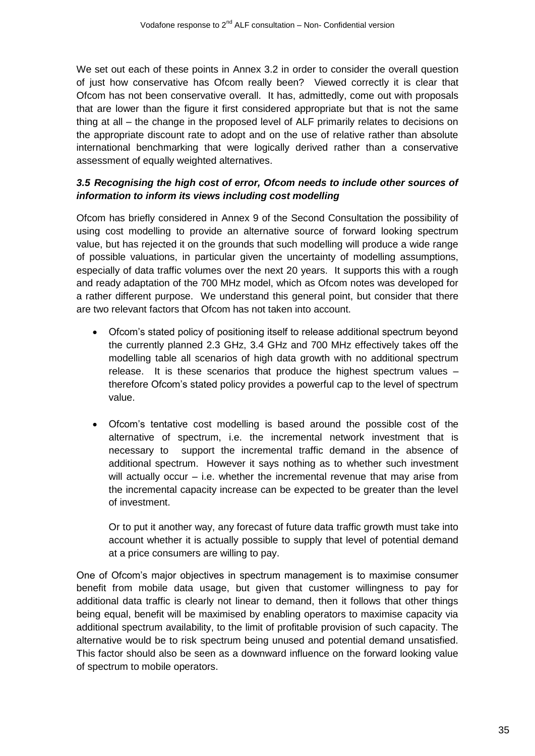We set out each of these points in Annex 3.2 in order to consider the overall question of just how conservative has Ofcom really been? Viewed correctly it is clear that Ofcom has not been conservative overall. It has, admittedly, come out with proposals that are lower than the figure it first considered appropriate but that is not the same thing at all – the change in the proposed level of ALF primarily relates to decisions on the appropriate discount rate to adopt and on the use of relative rather than absolute international benchmarking that were logically derived rather than a conservative assessment of equally weighted alternatives.

### *3.5 Recognising the high cost of error, Ofcom needs to include other sources of information to inform its views including cost modelling*

Ofcom has briefly considered in Annex 9 of the Second Consultation the possibility of using cost modelling to provide an alternative source of forward looking spectrum value, but has rejected it on the grounds that such modelling will produce a wide range of possible valuations, in particular given the uncertainty of modelling assumptions, especially of data traffic volumes over the next 20 years. It supports this with a rough and ready adaptation of the 700 MHz model, which as Ofcom notes was developed for a rather different purpose. We understand this general point, but consider that there are two relevant factors that Ofcom has not taken into account.

- Ofcom's stated policy of positioning itself to release additional spectrum beyond the currently planned 2.3 GHz, 3.4 GHz and 700 MHz effectively takes off the modelling table all scenarios of high data growth with no additional spectrum release. It is these scenarios that produce the highest spectrum values – therefore Ofcom's stated policy provides a powerful cap to the level of spectrum value.

- Ofcom's tentative cost modelling is based around the possible cost of the alternative of spectrum, i.e. the incremental network investment that is necessary to support the incremental traffic demand in the absence of additional spectrum. However it says nothing as to whether such investment will actually occur – i.e. whether the incremental revenue that may arise from the incremental capacity increase can be expected to be greater than the level of investment.

  Or to put it another way, any forecast of future data traffic growth must take into account whether it is actually possible to supply that level of potential demand at a price consumers are willing to pay.

One of Ofcom's major objectives in spectrum management is to maximise consumer benefit from mobile data usage, but given that customer willingness to pay for additional data traffic is clearly not linear to demand, then it follows that other things being equal, benefit will be maximised by enabling operators to maximise capacity via additional spectrum availability, to the limit of profitable provision of such capacity. The alternative would be to risk spectrum being unused and potential demand unsatisfied. This factor should also be seen as a downward influence on the forward looking value of spectrum to mobile operators.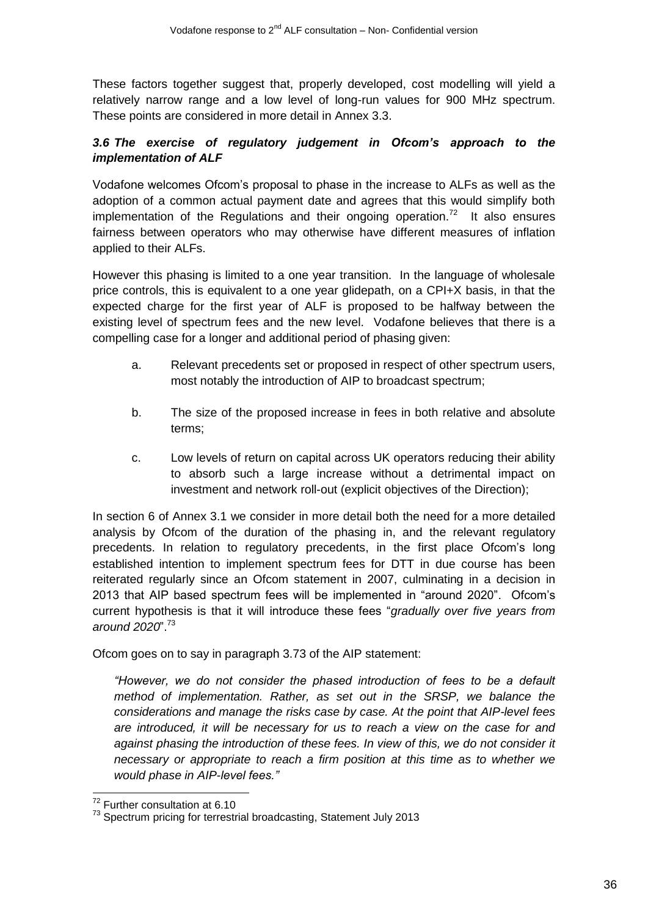These factors together suggest that, properly developed, cost modelling will yield a relatively narrow range and a low level of long-run values for 900 MHz spectrum. These points are considered in more detail in Annex 3.3.

### *3.6 The exercise of regulatory judgement in Ofcom's approach to the implementation of ALF*

Vodafone welcomes Ofcom's proposal to phase in the increase to ALFs as well as the adoption of a common actual payment date and agrees that this would simplify both implementation of the Regulations and their ongoing operation.[72] It also ensures fairness between operators who may otherwise have different measures of inflation applied to their ALFs.

However this phasing is limited to a one year transition. In the language of wholesale price controls, this is equivalent to a one year glidepath, on a CPI+X basis, in that the expected charge for the first year of ALF is proposed to be halfway between the existing level of spectrum fees and the new level. Vodafone believes that there is a compelling case for a longer and additional period of phasing given:

a. Relevant precedents set or proposed in respect of other spectrum users, most notably the introduction of AIP to broadcast spectrum;

b. The size of the proposed increase in fees in both relative and absolute terms;

c. Low levels of return on capital across UK operators reducing their ability to absorb such a large increase without a detrimental impact on investment and network roll-out (explicit objectives of the Direction);

In section 6 of Annex 3.1 we consider in more detail both the need for a more detailed analysis by Ofcom of the duration of the phasing in, and the relevant regulatory precedents. In relation to regulatory precedents, in the first place Ofcom's long established intention to implement spectrum fees for DTT in due course has been reiterated regularly since an Ofcom statement in 2007, culminating in a decision in 2013 that AIP based spectrum fees will be implemented in "around 2020". Ofcom's current hypothesis is that it will introduce these fees "*gradually over five years from around 2020*".[73]

Ofcom goes on to say in paragraph 3.73 of the AIP statement:

> *"However, we do not consider the phased introduction of fees to be a default method of implementation. Rather, as set out in the SRSP, we balance the considerations and manage the risks case by case. At the point that AIP-level fees are introduced, it will be necessary for us to reach a view on the case for and against phasing the introduction of these fees. In view of this, we do not consider it necessary or appropriate to reach a firm position at this time as to whether we would phase in AIP-level fees."*

---

[72] Further consultation at 6.10

[73] Spectrum pricing for terrestrial broadcasting, Statement July 2013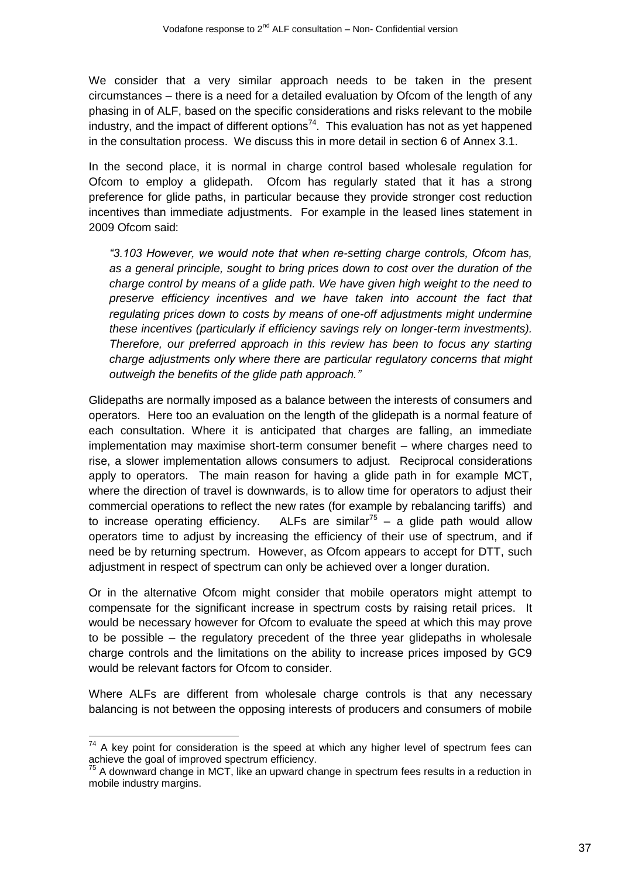We consider that a very similar approach needs to be taken in the present circumstances – there is a need for a detailed evaluation by Ofcom of the length of any phasing in of ALF, based on the specific considerations and risks relevant to the mobile industry, and the impact of different options[74]. This evaluation has not as yet happened in the consultation process. We discuss this in more detail in section 6 of Annex 3.1.

In the second place, it is normal in charge control based wholesale regulation for Ofcom to employ a glidepath. Ofcom has regularly stated that it has a strong preference for glide paths, in particular because they provide stronger cost reduction incentives than immediate adjustments. For example in the leased lines statement in 2009 Ofcom said:

> *"3.103 However, we would note that when re-setting charge controls, Ofcom has, as a general principle, sought to bring prices down to cost over the duration of the charge control by means of a glide path. We have given high weight to the need to preserve efficiency incentives and we have taken into account the fact that regulating prices down to costs by means of one-off adjustments might undermine these incentives (particularly if efficiency savings rely on longer-term investments). Therefore, our preferred approach in this review has been to focus any starting charge adjustments only where there are particular regulatory concerns that might outweigh the benefits of the glide path approach."*

Glidepaths are normally imposed as a balance between the interests of consumers and operators. Here too an evaluation on the length of the glidepath is a normal feature of each consultation. Where it is anticipated that charges are falling, an immediate implementation may maximise short-term consumer benefit – where charges need to rise, a slower implementation allows consumers to adjust. Reciprocal considerations apply to operators. The main reason for having a glide path in for example MCT, where the direction of travel is downwards, is to allow time for operators to adjust their commercial operations to reflect the new rates (for example by rebalancing tariffs) and to increase operating efficiency. ALFs are similar[75] – a glide path would allow operators time to adjust by increasing the efficiency of their use of spectrum, and if need be by returning spectrum. However, as Ofcom appears to accept for DTT, such adjustment in respect of spectrum can only be achieved over a longer duration.

Or in the alternative Ofcom might consider that mobile operators might attempt to compensate for the significant increase in spectrum costs by raising retail prices. It would be necessary however for Ofcom to evaluate the speed at which this may prove to be possible – the regulatory precedent of the three year glidepaths in wholesale charge controls and the limitations on the ability to increase prices imposed by GC9 would be relevant factors for Ofcom to consider.

Where ALFs are different from wholesale charge controls is that any necessary balancing is not between the opposing interests of producers and consumers of mobile

---

[74] A key point for consideration is the speed at which any higher level of spectrum fees can achieve the goal of improved spectrum efficiency.

[75] A downward change in MCT, like an upward change in spectrum fees results in a reduction in mobile industry margins.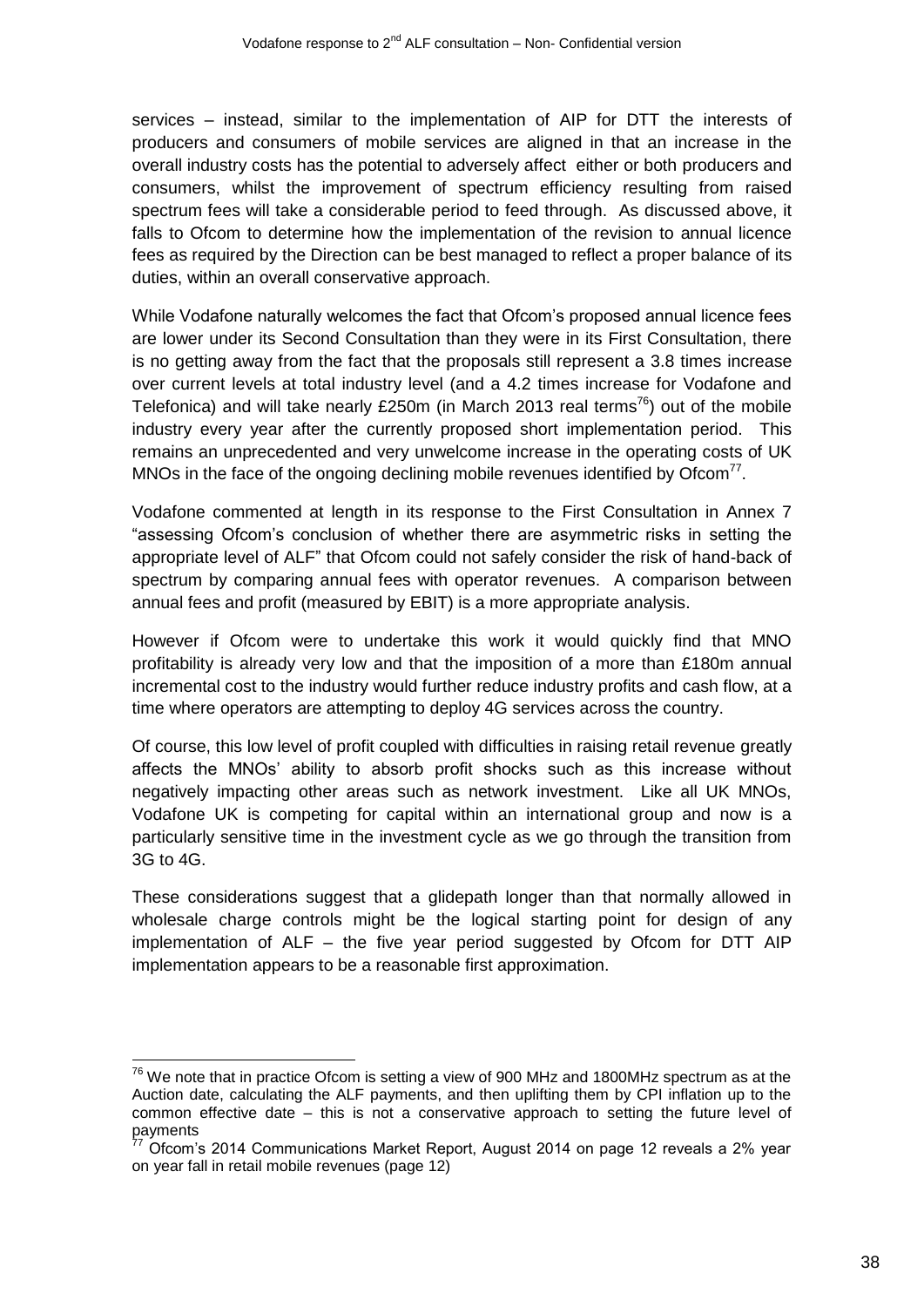services – instead, similar to the implementation of AIP for DTT the interests of producers and consumers of mobile services are aligned in that an increase in the overall industry costs has the potential to adversely affect either or both producers and consumers, whilst the improvement of spectrum efficiency resulting from raised spectrum fees will take a considerable period to feed through. As discussed above, it falls to Ofcom to determine how the implementation of the revision to annual licence fees as required by the Direction can be best managed to reflect a proper balance of its duties, within an overall conservative approach.

While Vodafone naturally welcomes the fact that Ofcom's proposed annual licence fees are lower under its Second Consultation than they were in its First Consultation, there is no getting away from the fact that the proposals still represent a 3.8 times increase over current levels at total industry level (and a 4.2 times increase for Vodafone and Telefonica) and will take nearly £250m (in March 2013 real terms[76]) out of the mobile industry every year after the currently proposed short implementation period. This remains an unprecedented and very unwelcome increase in the operating costs of UK MNOs in the face of the ongoing declining mobile revenues identified by Ofcom[77].

Vodafone commented at length in its response to the First Consultation in Annex 7 "assessing Ofcom's conclusion of whether there are asymmetric risks in setting the appropriate level of ALF" that Ofcom could not safely consider the risk of hand-back of spectrum by comparing annual fees with operator revenues. A comparison between annual fees and profit (measured by EBIT) is a more appropriate analysis.

However if Ofcom were to undertake this work it would quickly find that MNO profitability is already very low and that the imposition of a more than £180m annual incremental cost to the industry would further reduce industry profits and cash flow, at a time where operators are attempting to deploy 4G services across the country.

Of course, this low level of profit coupled with difficulties in raising retail revenue greatly affects the MNOs' ability to absorb profit shocks such as this increase without negatively impacting other areas such as network investment. Like all UK MNOs, Vodafone UK is competing for capital within an international group and now is a particularly sensitive time in the investment cycle as we go through the transition from 3G to 4G.

These considerations suggest that a glidepath longer than that normally allowed in wholesale charge controls might be the logical starting point for design of any implementation of ALF – the five year period suggested by Ofcom for DTT AIP implementation appears to be a reasonable first approximation.

---

[76] We note that in practice Ofcom is setting a view of 900 MHz and 1800MHz spectrum as at the Auction date, calculating the ALF payments, and then uplifting them by CPI inflation up to the common effective date – this is not a conservative approach to setting the future level of payments

[77] Ofcom's 2014 Communications Market Report, August 2014 on page 12 reveals a 2% year on year fall in retail mobile revenues (page 12)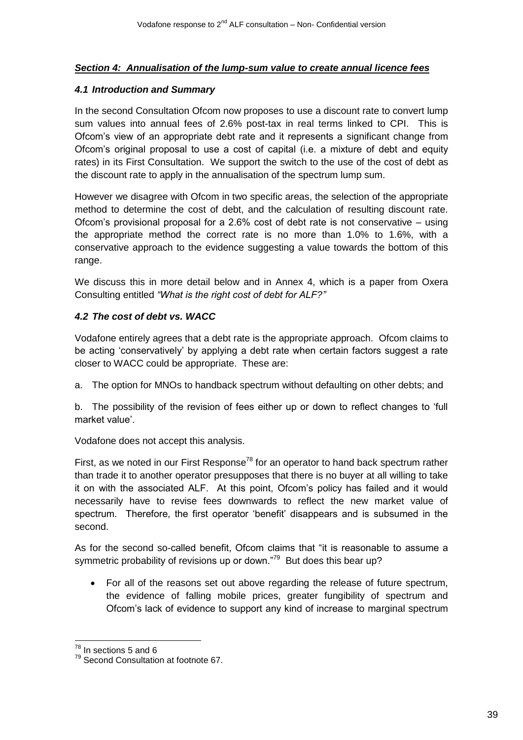## *Section 4: Annualisation of the lump-sum value to create annual licence fees*

### *4.1 Introduction and Summary*

In the second Consultation Ofcom now proposes to use a discount rate to convert lump sum values into annual fees of 2.6% post-tax in real terms linked to CPI. This is Ofcom's view of an appropriate debt rate and it represents a significant change from Ofcom's original proposal to use a cost of capital (i.e. a mixture of debt and equity rates) in its First Consultation. We support the switch to the use of the cost of debt as the discount rate to apply in the annualisation of the spectrum lump sum.

However we disagree with Ofcom in two specific areas, the selection of the appropriate method to determine the cost of debt, and the calculation of resulting discount rate. Ofcom's provisional proposal for a 2.6% cost of debt rate is not conservative – using the appropriate method the correct rate is no more than 1.0% to 1.6%, with a conservative approach to the evidence suggesting a value towards the bottom of this range.

We discuss this in more detail below and in Annex 4, which is a paper from Oxera Consulting entitled *"What is the right cost of debt for ALF?"*

### *4.2 The cost of debt vs. WACC*

Vodafone entirely agrees that a debt rate is the appropriate approach. Ofcom claims to be acting 'conservatively' by applying a debt rate when certain factors suggest a rate closer to WACC could be appropriate. These are:

a. The option for MNOs to handback spectrum without defaulting on other debts; and

b. The possibility of the revision of fees either up or down to reflect changes to 'full market value'.

Vodafone does not accept this analysis.

First, as we noted in our First Response[78] for an operator to hand back spectrum rather than trade it to another operator presupposes that there is no buyer at all willing to take it on with the associated ALF. At this point, Ofcom's policy has failed and it would necessarily have to revise fees downwards to reflect the new market value of spectrum. Therefore, the first operator 'benefit' disappears and is subsumed in the second.

As for the second so-called benefit, Ofcom claims that "it is reasonable to assume a symmetric probability of revisions up or down."[79] But does this bear up?

- For all of the reasons set out above regarding the release of future spectrum, the evidence of falling mobile prices, greater fungibility of spectrum and Ofcom's lack of evidence to support any kind of increase to marginal spectrum

---

[78] In sections 5 and 6

[79] Second Consultation at footnote 67.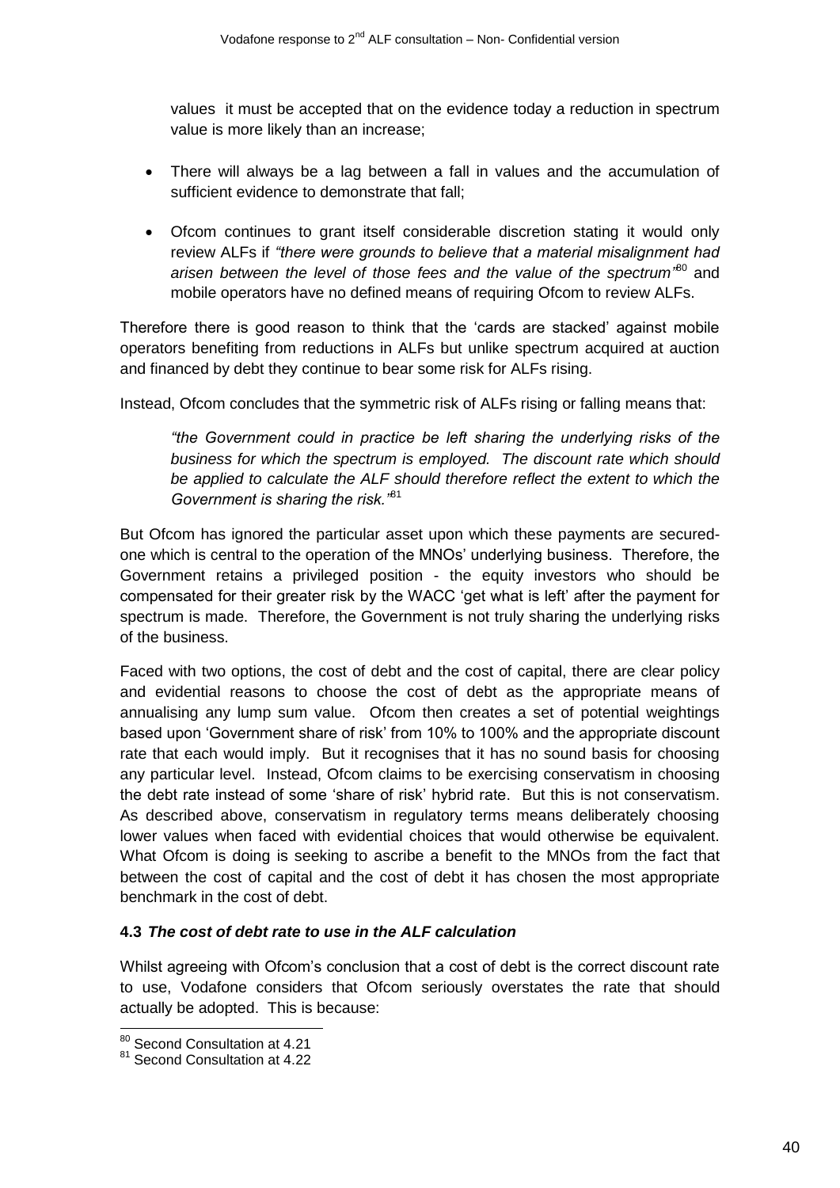values it must be accepted that on the evidence today a reduction in spectrum value is more likely than an increase;

- There will always be a lag between a fall in values and the accumulation of sufficient evidence to demonstrate that fall;
- Ofcom continues to grant itself considerable discretion stating it would only review ALFs if *"there were grounds to believe that a material misalignment had arisen between the level of those fees and the value of the spectrum"*[80] and mobile operators have no defined means of requiring Ofcom to review ALFs.

Therefore there is good reason to think that the 'cards are stacked' against mobile operators benefiting from reductions in ALFs but unlike spectrum acquired at auction and financed by debt they continue to bear some risk for ALFs rising.

Instead, Ofcom concludes that the symmetric risk of ALFs rising or falling means that:

> *"the Government could in practice be left sharing the underlying risks of the business for which the spectrum is employed. The discount rate which should be applied to calculate the ALF should therefore reflect the extent to which the Government is sharing the risk."*[81]

But Ofcom has ignored the particular asset upon which these payments are secured- one which is central to the operation of the MNOs' underlying business. Therefore, the Government retains a privileged position - the equity investors who should be compensated for their greater risk by the WACC 'get what is left' after the payment for spectrum is made. Therefore, the Government is not truly sharing the underlying risks of the business.

Faced with two options, the cost of debt and the cost of capital, there are clear policy and evidential reasons to choose the cost of debt as the appropriate means of annualising any lump sum value. Ofcom then creates a set of potential weightings based upon 'Government share of risk' from 10% to 100% and the appropriate discount rate that each would imply. But it recognises that it has no sound basis for choosing any particular level. Instead, Ofcom claims to be exercising conservatism in choosing the debt rate instead of some 'share of risk' hybrid rate. But this is not conservatism. As described above, conservatism in regulatory terms means deliberately choosing lower values when faced with evidential choices that would otherwise be equivalent. What Ofcom is doing is seeking to ascribe a benefit to the MNOs from the fact that between the cost of capital and the cost of debt it has chosen the most appropriate benchmark in the cost of debt.

### 4.3 *The cost of debt rate to use in the ALF calculation*

Whilst agreeing with Ofcom's conclusion that a cost of debt is the correct discount rate to use, Vodafone considers that Ofcom seriously overstates the rate that should actually be adopted. This is because:

---

[80] Second Consultation at 4.21

[81] Second Consultation at 4.22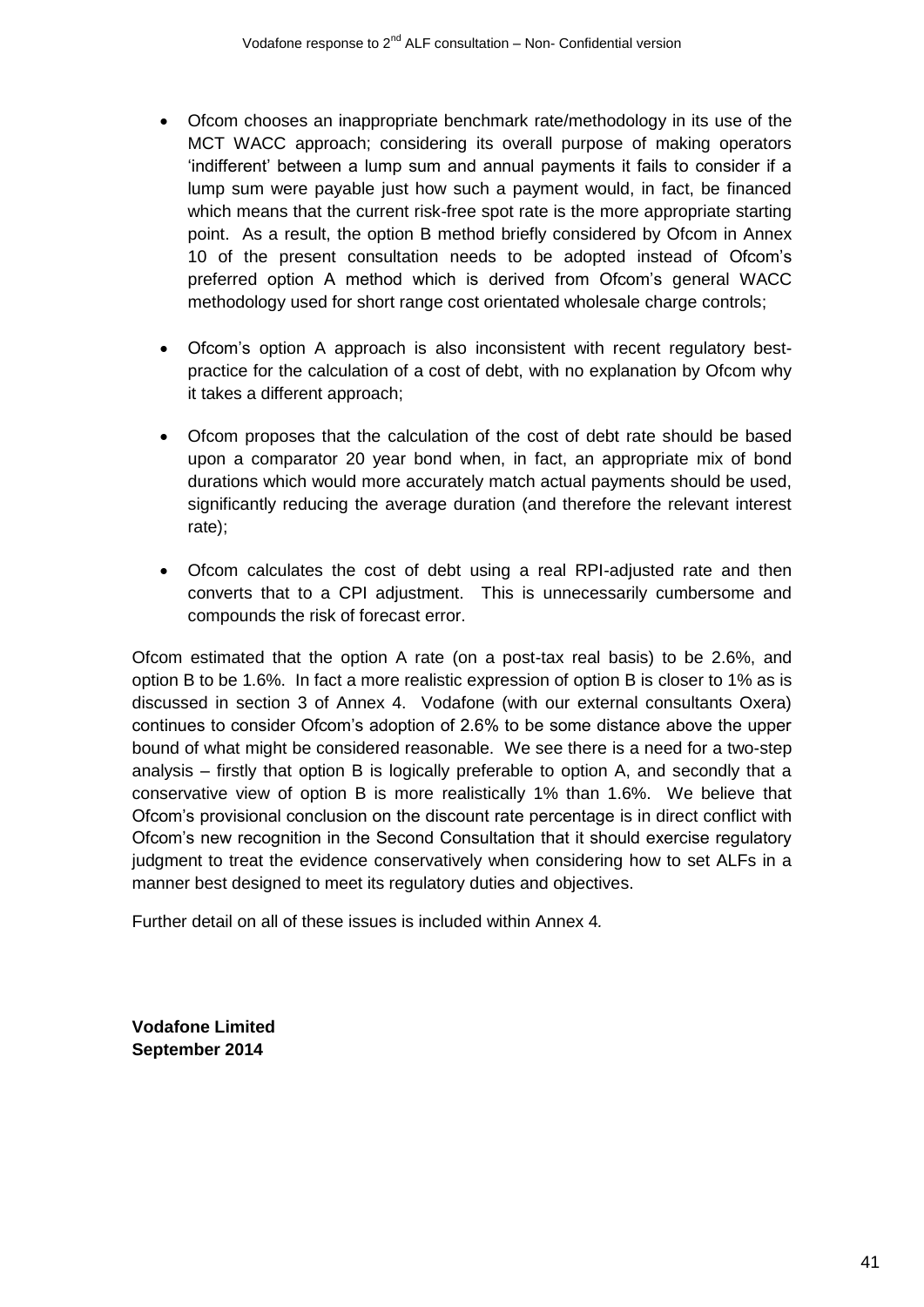- Ofcom chooses an inappropriate benchmark rate/methodology in its use of the MCT WACC approach; considering its overall purpose of making operators 'indifferent' between a lump sum and annual payments it fails to consider if a lump sum were payable just how such a payment would, in fact, be financed which means that the current risk-free spot rate is the more appropriate starting point. As a result, the option B method briefly considered by Ofcom in Annex 10 of the present consultation needs to be adopted instead of Ofcom's preferred option A method which is derived from Ofcom's general WACC methodology used for short range cost orientated wholesale charge controls;

- Ofcom's option A approach is also inconsistent with recent regulatory best-practice for the calculation of a cost of debt, with no explanation by Ofcom why it takes a different approach;

- Ofcom proposes that the calculation of the cost of debt rate should be based upon a comparator 20 year bond when, in fact, an appropriate mix of bond durations which would more accurately match actual payments should be used, significantly reducing the average duration (and therefore the relevant interest rate);

- Ofcom calculates the cost of debt using a real RPI-adjusted rate and then converts that to a CPI adjustment. This is unnecessarily cumbersome and compounds the risk of forecast error.

Ofcom estimated that the option A rate (on a post-tax real basis) to be 2.6%, and option B to be 1.6%. In fact a more realistic expression of option B is closer to 1% as is discussed in section 3 of Annex 4. Vodafone (with our external consultants Oxera) continues to consider Ofcom's adoption of 2.6% to be some distance above the upper bound of what might be considered reasonable. We see there is a need for a two-step analysis – firstly that option B is logically preferable to option A, and secondly that a conservative view of option B is more realistically 1% than 1.6%. We believe that Ofcom's provisional conclusion on the discount rate percentage is in direct conflict with Ofcom's new recognition in the Second Consultation that it should exercise regulatory judgment to treat the evidence conservatively when considering how to set ALFs in a manner best designed to meet its regulatory duties and objectives.

Further detail on all of these issues is included within Annex 4*.*

**Vodafone Limited**
**September 2014**